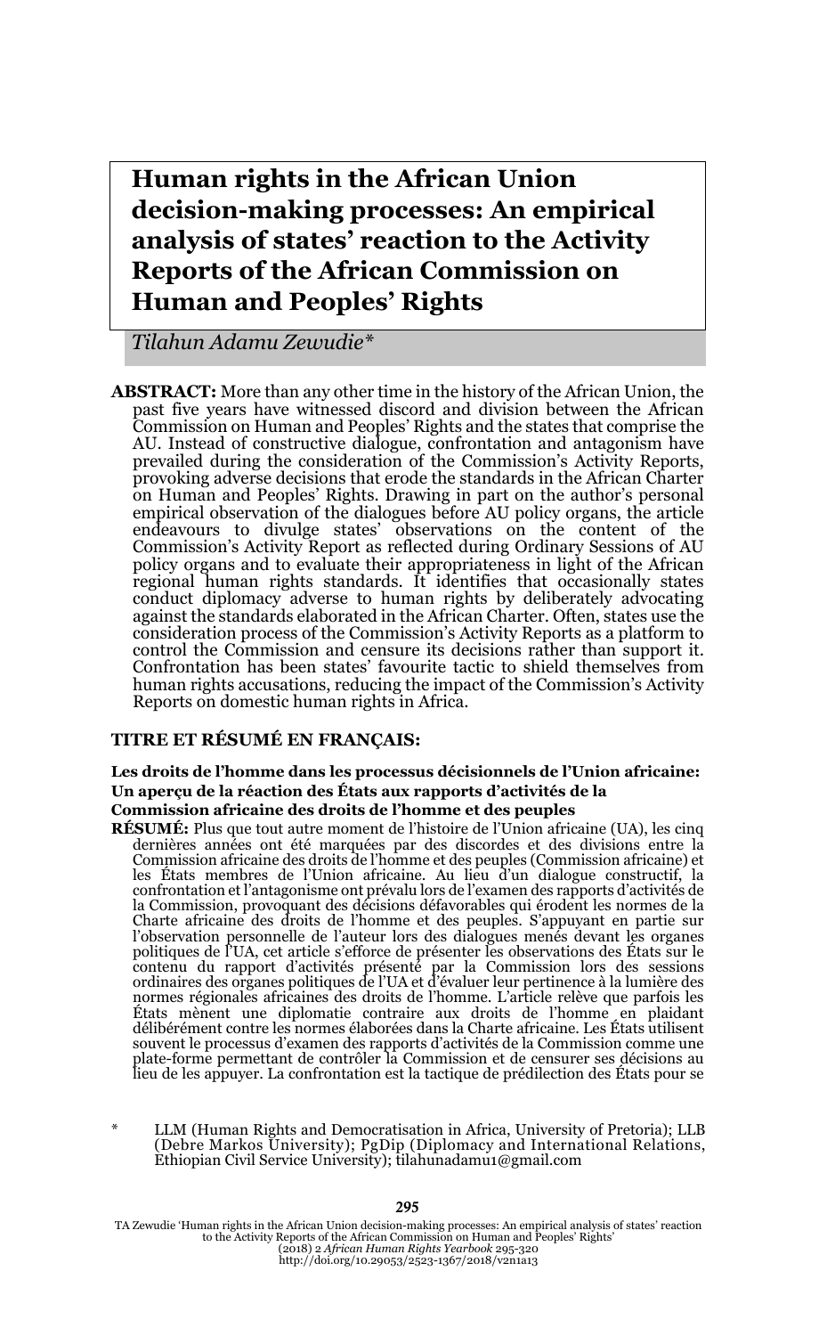# Human rights in the African Union decision-making processes: An empirical analysis of states' reaction to the Activity Reports of the African Commission on Human and Peoples' Rights

*Tilahun Adamu Zewudie\**

**ABSTRACT:** More than any other time in the history of the African Union, the past five years have witnessed discord and division between the African Commission on Human and Peoples' Rights and the states that comprise the AU. Instead of constructive dialogue, confrontation and antagonism have prevailed during the consideration of the Commission's Activity Reports, provoking adverse decisions that erode the standards in the African Charter on Human and Peoples' Rights. Drawing in part on the author's personal empirical observation of the dialogues before AU policy organs, the article endeavours to divulge states' observations on the content of the Commission's Activity Report as reflected during Ordinary Sessions of AU policy organs and to evaluate their appropriateness in light of the African regional human rights standards. It identifies that occasionally states conduct diplomacy adverse to human rights by deliberately advocating against the standards elaborated in the African Charter. Often, states use the consideration process of the Commission's Activity Reports as a platform to control the Commission and censure its decisions rather than support it. Confrontation has been states' favourite tactic to shield themselves from human rights accusations, reducing the impact of the Commission's Activity Reports on domestic human rights in Africa.

**TITRE ET RÉSUMÉ EN FRANÇAIS:**

**Les droits de l'homme dans les processus décisionnels de l'Union africaine: Un aperçu de la réaction des États aux rapports d'activités de la Commission africaine des droits de l'homme et des peuples**

**RÉSUMÉ:** Plus que tout autre moment de l'histoire de l'Union africaine (UA), les cinq dernières années ont été marquées par des discordes et des divisions entre la Commission africaine des droits de l'homme et des peuples (Commission africaine) et les États membres de l'Union africaine. Au lieu d'un dialogue constructif, la confrontation et l'antagonisme ont prévalu lors de l'examen des rapports d'activités de la Commission, provoquant des décisions défavorables qui érodent les normes de la Charte africaine des droits de l'homme et des peuples. S'appuyant en partie sur l'observation personnelle de l'auteur lors des dialogues menés devant les organes politiques de l'UA, cet article s'efforce de présenter les observations des États sur le contenu du rapport d'activités présenté par la Commission lors des sessions ordinaires des organes politiques de l'UA et d'évaluer leur pertinence à la lumière des normes régionales africaines des droits de l'homme. L'article relève que parfois les États mènent une diplomatie contraire aux droits de l'homme en plaidant délibérément contre les normes élaborées dans la Charte africaine. Les États utilisent souvent le processus d'examen des rapports d'activités de la Commission comme une plate-forme permettant de contrôler la Commission et de censurer ses décisions au lieu de les appuyer. La confrontation est la tactique de prédilection des États pour se

\* LLM (Human Rights and Democratisation in Africa, University of Pretoria); LLB (Debre Markos University); PgDip (Diplomacy and International Relations, Ethiopian Civil Service University); tilahunadamu1@gmail.com

TA Zewudie 'Human rights in the African Union decision-making processes: An empirical analysis of states' reaction to the Activity Reports of the African Commission on Human and Peoples' Rights' (2018) 2 *African Human Rights Yearbook* 295-320
http://doi.org/10.29053/2523-1367/2018/v2n1a13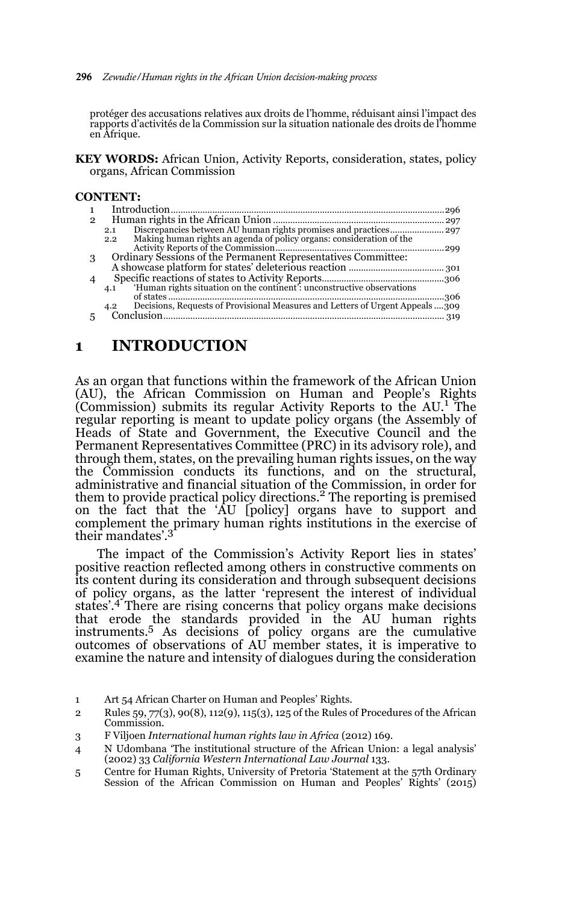protéger des accusations relatives aux droits de l'homme, réduisant ainsi l'impact des rapports d'activités de la Commission sur la situation nationale des droits de l'homme en Afrique.

**KEY WORDS:** African Union, Activity Reports, consideration, states, policy organs, African Commission

**CONTENT:**

1 Introduction .......... 296
2 Human rights in the African Union .......... 297
  2.1 Discrepancies between AU human rights promises and practices .......... 297
  2.2 Making human rights an agenda of policy organs: consideration of the Activity Reports of the Commission .......... 299
3 Ordinary Sessions of the Permanent Representatives Committee: A showcase platform for states' deleterious reaction .......... 301
4 Specific reactions of states to Activity Reports .......... 306
  4.1 'Human rights situation on the continent': unconstructive observations of states .......... 306
  4.2 Decisions, Requests of Provisional Measures and Letters of Urgent Appeals .......... 309
5 Conclusion .......... 319

# 1 INTRODUCTION

As an organ that functions within the framework of the African Union (AU), the African Commission on Human and People's Rights (Commission) submits its regular Activity Reports to the AU.[1] The regular reporting is meant to update policy organs (the Assembly of Heads of State and Government, the Executive Council and the Permanent Representatives Committee (PRC) in its advisory role), and through them, states, on the prevailing human rights issues, on the way the Commission conducts its functions, and on the structural, administrative and financial situation of the Commission, in order for them to provide practical policy directions.[2] The reporting is premised on the fact that the 'AU [policy] organs have to support and complement the primary human rights institutions in the exercise of their mandates'.[3]

The impact of the Commission's Activity Report lies in states' positive reaction reflected among others in constructive comments on its content during its consideration and through subsequent decisions of policy organs, as the latter 'represent the interest of individual states'.[4] There are rising concerns that policy organs make decisions that erode the standards provided in the AU human rights instruments.[5] As decisions of policy organs are the cumulative outcomes of observations of AU member states, it is imperative to examine the nature and intensity of dialogues during the consideration

---

1 Art 54 African Charter on Human and Peoples' Rights.

2 Rules 59, 77(3), 90(8), 112(9), 115(3), 125 of the Rules of Procedures of the African Commission.

3 F Viljoen *International human rights law in Africa* (2012) 169.

4 N Udombana 'The institutional structure of the African Union: a legal analysis' (2002) 33 *California Western International Law Journal* 133.

5 Centre for Human Rights, University of Pretoria 'Statement at the 57th Ordinary Session of the African Commission on Human and Peoples' Rights' (2015)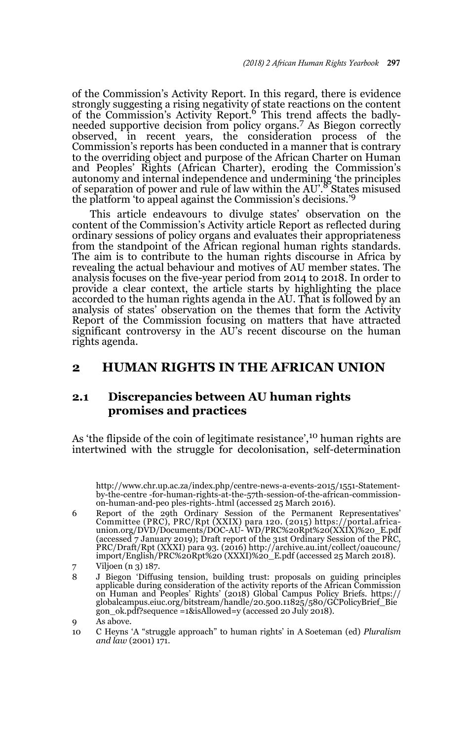of the Commission's Activity Report. In this regard, there is evidence strongly suggesting a rising negativity of state reactions on the content of the Commission's Activity Report.[6] This trend affects the badly-needed supportive decision from policy organs.[7] As Biegon correctly observed, in recent years, the consideration process of the Commission's reports has been conducted in a manner that is contrary to the overriding object and purpose of the African Charter on Human and Peoples' Rights (African Charter), eroding the Commission's autonomy and internal independence and undermining 'the principles of separation of power and rule of law within the AU'.[8] States misused the platform 'to appeal against the Commission's decisions.'[9]

This article endeavours to divulge states' observation on the content of the Commission's Activity article Report as reflected during ordinary sessions of policy organs and evaluates their appropriateness from the standpoint of the African regional human rights standards. The aim is to contribute to the human rights discourse in Africa by revealing the actual behaviour and motives of AU member states. The analysis focuses on the five-year period from 2014 to 2018. In order to provide a clear context, the article starts by highlighting the place accorded to the human rights agenda in the AU. That is followed by an analysis of states' observation on the themes that form the Activity Report of the Commission focusing on matters that have attracted significant controversy in the AU's recent discourse on the human rights agenda.

## 2 HUMAN RIGHTS IN THE AFRICAN UNION

### 2.1 Discrepancies between AU human rights promises and practices

As 'the flipside of the coin of legitimate resistance',[10] human rights are intertwined with the struggle for decolonisation, self-determination

http://www.chr.up.ac.za/index.php/centre-news-a-events-2015/1551-Statement-by-the-centre -for-human-rights-at-the-57th-session-of-the-african-commission-on-human-and-peo ples-rights-.html (accessed 25 March 2016).

6 Report of the 29th Ordinary Session of the Permanent Representatives' Committee (PRC), PRC/Rpt (XXIX) para 120. (2015) https://portal.africa-union.org/DVD/Documents/DOC-AU- WD/PRC%20Rpt%20(XXIX)%20_E.pdf (accessed 7 January 2019); Draft report of the 31st Ordinary Session of the PRC, PRC/Draft/Rpt (XXXI) para 93. (2016) http://archive.au.int/collect/oaucounc/import/English/PRC%20Rpt%20 (XXXI)%20_E.pdf (accessed 25 March 2018).

7 Viljoen (n 3) 187.

8 J Biegon 'Diffusing tension, building trust: proposals on guiding principles applicable during consideration of the activity reports of the African Commission on Human and Peoples' Rights' (2018) Global Campus Policy Briefs. https://globalcampus.eiuc.org/bitstream/handle/20.500.11825/580/GCPolicyBrief_Biegon_ok.pdf?sequence =1&isAllowed=y (accessed 20 July 2018).

9 As above.

10 C Heyns 'A "struggle approach" to human rights' in A Soeteman (ed) *Pluralism and law* (2001) 171.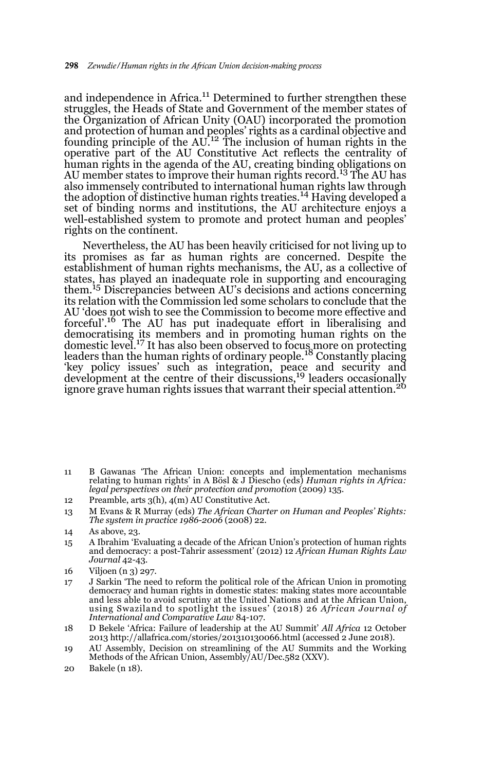and independence in Africa.[11] Determined to further strengthen these struggles, the Heads of State and Government of the member states of the Organization of African Unity (OAU) incorporated the promotion and protection of human and peoples' rights as a cardinal objective and founding principle of the AU.[12] The inclusion of human rights in the operative part of the AU Constitutive Act reflects the centrality of human rights in the agenda of the AU, creating binding obligations on AU member states to improve their human rights record.[13] The AU has also immensely contributed to international human rights law through the adoption of distinctive human rights treaties.[14] Having developed a set of binding norms and institutions, the AU architecture enjoys a well-established system to promote and protect human and peoples' rights on the continent.

Nevertheless, the AU has been heavily criticised for not living up to its promises as far as human rights are concerned. Despite the establishment of human rights mechanisms, the AU, as a collective of states, has played an inadequate role in supporting and encouraging them.[15] Discrepancies between AU's decisions and actions concerning its relation with the Commission led some scholars to conclude that the AU 'does not wish to see the Commission to become more effective and forceful'.[16] The AU has put inadequate effort in liberalising and democratising its members and in promoting human rights on the domestic level.[17] It has also been observed to focus more on protecting leaders than the human rights of ordinary people.[18] Constantly placing 'key policy issues' such as integration, peace and security and development at the centre of their discussions,[19] leaders occasionally ignore grave human rights issues that warrant their special attention.[20]

---

11 B Gawanas 'The African Union: concepts and implementation mechanisms relating to human rights' in A Bösl & J Diescho (eds) *Human rights in Africa: legal perspectives on their protection and promotion* (2009) 135.

12 Preamble, arts 3(h), 4(m) AU Constitutive Act.

13 M Evans & R Murray (eds) *The African Charter on Human and Peoples' Rights: The system in practice 1986-2006* (2008) 22.

14 As above, 23.

15 A Ibrahim 'Evaluating a decade of the African Union's protection of human rights and democracy: a post-Tahrir assessment' (2012) 12 *African Human Rights Law Journal* 42-43.

16 Viljoen (n 3) 297.

17 J Sarkin 'The need to reform the political role of the African Union in promoting democracy and human rights in domestic states: making states more accountable and less able to avoid scrutiny at the United Nations and at the African Union, using Swaziland to spotlight the issues' (2018) 26 *African Journal of International and Comparative Law* 84-107.

18 D Bekele 'Africa: Failure of leadership at the AU Summit' *All Africa* 12 October 2013 http://allafrica.com/stories/201310130066.html (accessed 2 June 2018).

19 AU Assembly, Decision on streamlining of the AU Summits and the Working Methods of the African Union, Assembly/AU/Dec.582 (XXV).

20 Bakele (n 18).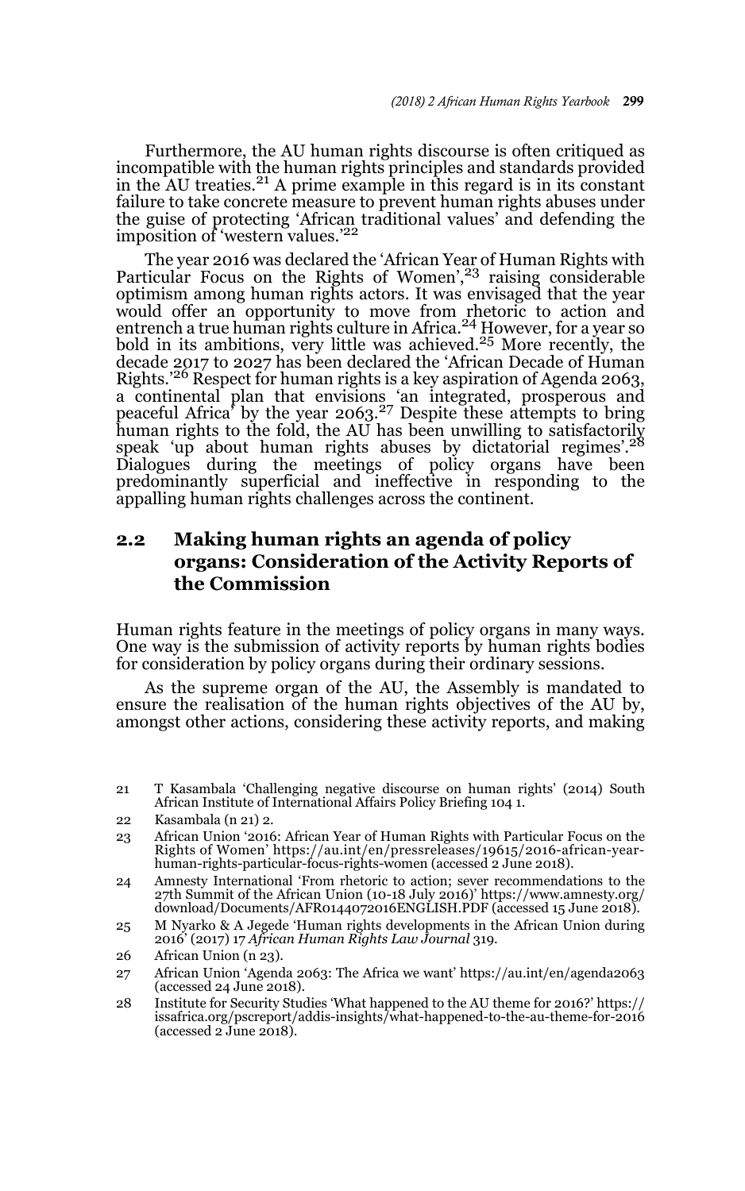Furthermore, the AU human rights discourse is often critiqued as incompatible with the human rights principles and standards provided in the AU treaties.[21] A prime example in this regard is in its constant failure to take concrete measure to prevent human rights abuses under the guise of protecting 'African traditional values' and defending the imposition of 'western values.'[22]

The year 2016 was declared the 'African Year of Human Rights with Particular Focus on the Rights of Women',[23] raising considerable optimism among human rights actors. It was envisaged that the year would offer an opportunity to move from rhetoric to action and entrench a true human rights culture in Africa.[24] However, for a year so bold in its ambitions, very little was achieved.[25] More recently, the decade 2017 to 2027 has been declared the 'African Decade of Human Rights.'[26] Respect for human rights is a key aspiration of Agenda 2063, a continental plan that envisions 'an integrated, prosperous and peaceful Africa' by the year 2063.[27] Despite these attempts to bring human rights to the fold, the AU has been unwilling to satisfactorily speak 'up about human rights abuses by dictatorial regimes'.[28] Dialogues during the meetings of policy organs have been predominantly superficial and ineffective in responding to the appalling human rights challenges across the continent.

## 2.2 Making human rights an agenda of policy organs: Consideration of the Activity Reports of the Commission

Human rights feature in the meetings of policy organs in many ways. One way is the submission of activity reports by human rights bodies for consideration by policy organs during their ordinary sessions.

As the supreme organ of the AU, the Assembly is mandated to ensure the realisation of the human rights objectives of the AU by, amongst other actions, considering these activity reports, and making

---

21 T Kasambala 'Challenging negative discourse on human rights' (2014) South African Institute of International Affairs Policy Briefing 104 1.

22 Kasambala (n 21) 2.

23 African Union '2016: African Year of Human Rights with Particular Focus on the Rights of Women' https://au.int/en/pressreleases/19615/2016-african-year-human-rights-particular-focus-rights-women (accessed 2 June 2018).

24 Amnesty International 'From rhetoric to action; sever recommendations to the 27th Summit of the African Union (10-18 July 2016)' https://www.amnesty.org/download/Documents/AFR0144072016ENGLISH.PDF (accessed 15 June 2018).

25 M Nyarko & A Jegede 'Human rights developments in the African Union during 2016' (2017) 17 *African Human Rights Law Journal* 319.

26 African Union (n 23).

27 African Union 'Agenda 2063: The Africa we want' https://au.int/en/agenda2063 (accessed 24 June 2018).

28 Institute for Security Studies 'What happened to the AU theme for 2016?' https://issafrica.org/pscreport/addis-insights/what-happened-to-the-au-theme-for-2016 (accessed 2 June 2018).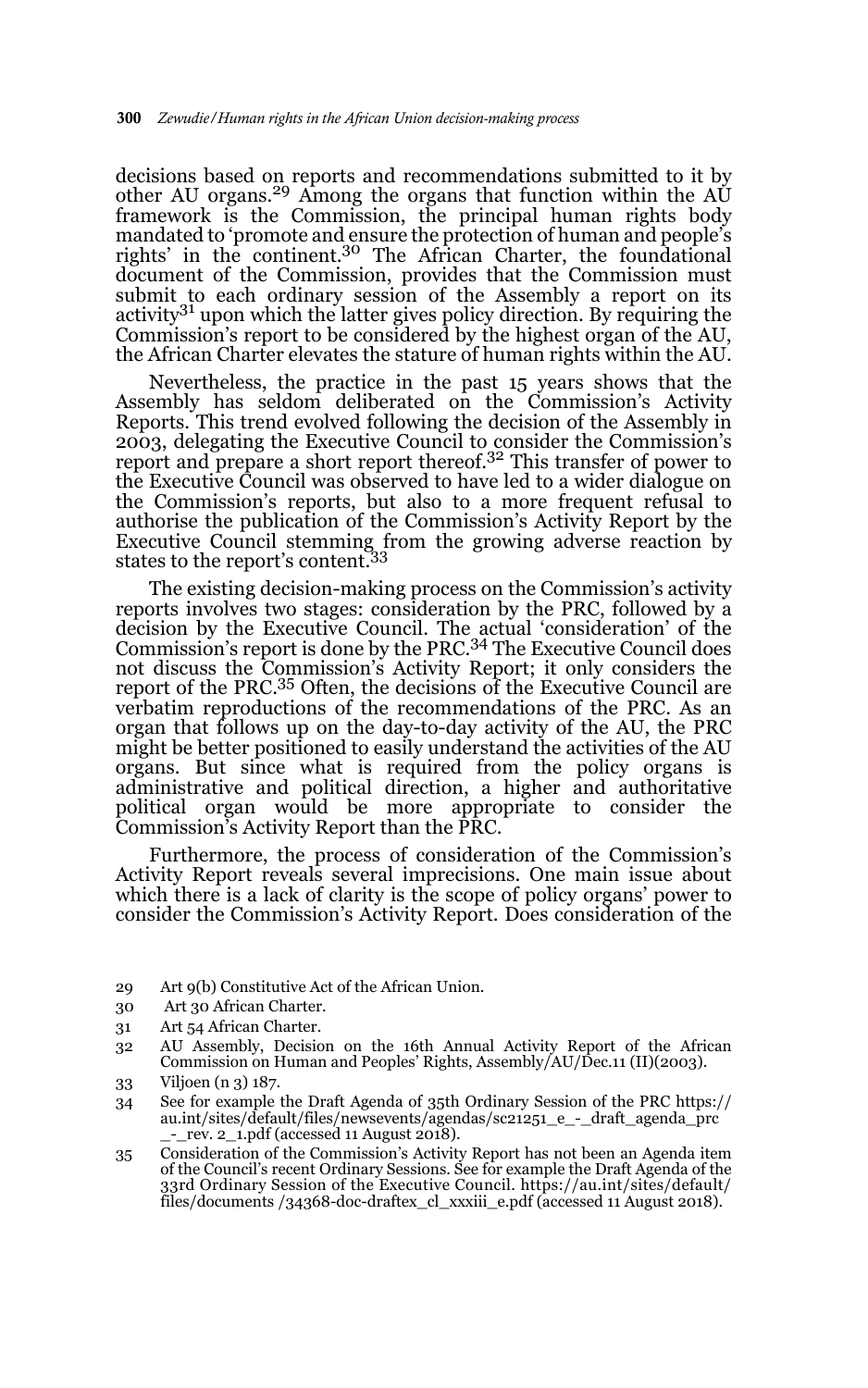decisions based on reports and recommendations submitted to it by other AU organs.[29] Among the organs that function within the AU framework is the Commission, the principal human rights body mandated to 'promote and ensure the protection of human and people's rights' in the continent.[30] The African Charter, the foundational document of the Commission, provides that the Commission must submit to each ordinary session of the Assembly a report on its activity[31] upon which the latter gives policy direction. By requiring the Commission's report to be considered by the highest organ of the AU, the African Charter elevates the stature of human rights within the AU.

Nevertheless, the practice in the past 15 years shows that the Assembly has seldom deliberated on the Commission's Activity Reports. This trend evolved following the decision of the Assembly in 2003, delegating the Executive Council to consider the Commission's report and prepare a short report thereof.[32] This transfer of power to the Executive Council was observed to have led to a wider dialogue on the Commission's reports, but also to a more frequent refusal to authorise the publication of the Commission's Activity Report by the Executive Council stemming from the growing adverse reaction by states to the report's content.[33]

The existing decision-making process on the Commission's activity reports involves two stages: consideration by the PRC, followed by a decision by the Executive Council. The actual 'consideration' of the Commission's report is done by the PRC.[34] The Executive Council does not discuss the Commission's Activity Report; it only considers the report of the PRC.[35] Often, the decisions of the Executive Council are verbatim reproductions of the recommendations of the PRC. As an organ that follows up on the day-to-day activity of the AU, the PRC might be better positioned to easily understand the activities of the AU organs. But since what is required from the policy organs is administrative and political direction, a higher and authoritative political organ would be more appropriate to consider the Commission's Activity Report than the PRC.

Furthermore, the process of consideration of the Commission's Activity Report reveals several imprecisions. One main issue about which there is a lack of clarity is the scope of policy organs' power to consider the Commission's Activity Report. Does consideration of the

29 Art 9(b) Constitutive Act of the African Union.

30 Art 30 African Charter.

31 Art 54 African Charter.

32 AU Assembly, Decision on the 16th Annual Activity Report of the African Commission on Human and Peoples' Rights, Assembly/AU/Dec.11 (II)(2003).

33 Viljoen (n 3) 187.

34 See for example the Draft Agenda of 35th Ordinary Session of the PRC https://au.int/sites/default/files/newsevents/agendas/sc21251_e_-_draft_agenda_prc_-_rev. 2_1.pdf (accessed 11 August 2018).

35 Consideration of the Commission's Activity Report has not been an Agenda item of the Council's recent Ordinary Sessions. See for example the Draft Agenda of the 33rd Ordinary Session of the Executive Council. https://au.int/sites/default/files/documents /34368-doc-draftex_cl_xxxiii_e.pdf (accessed 11 August 2018).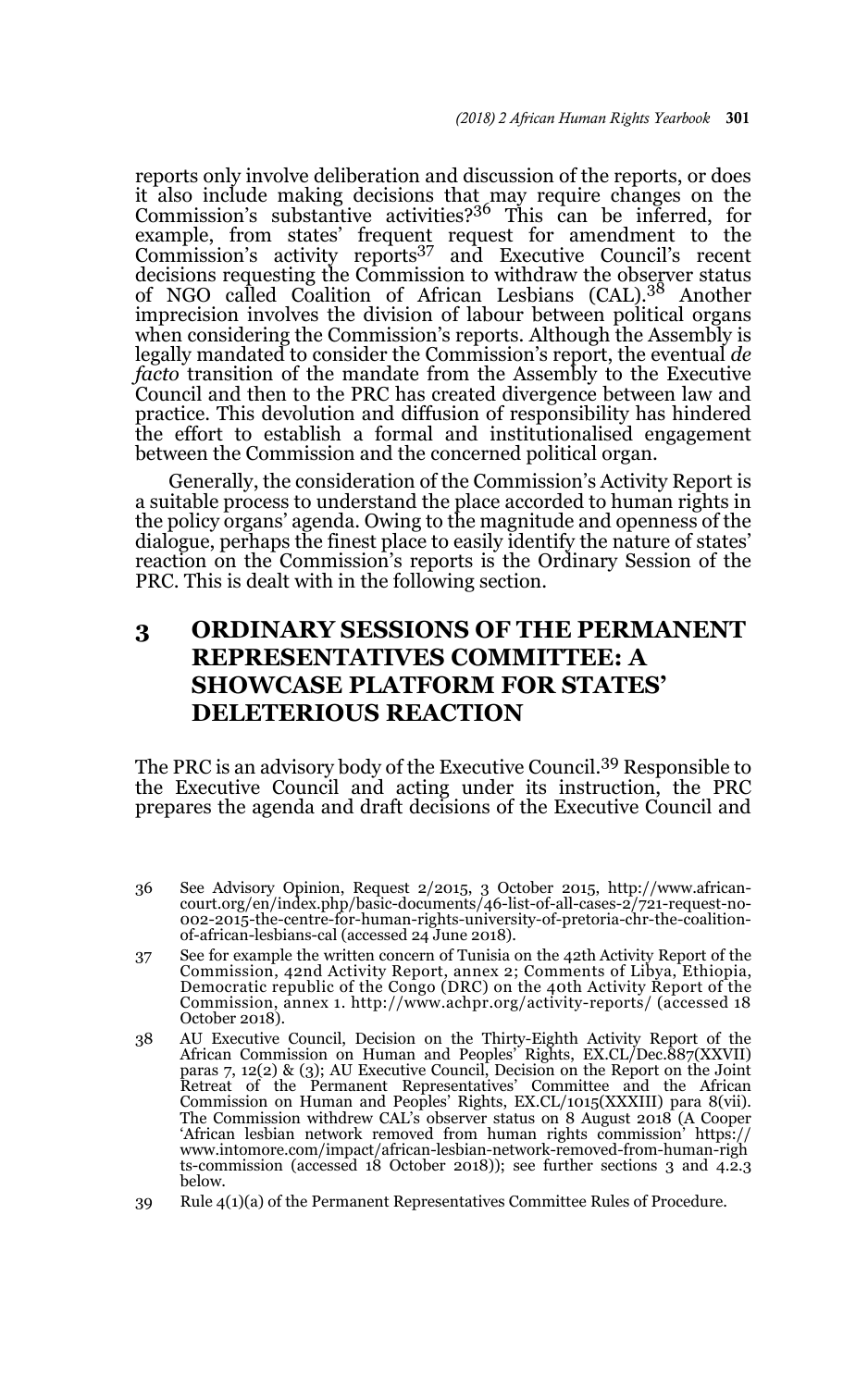reports only involve deliberation and discussion of the reports, or does it also include making decisions that may require changes on the Commission's substantive activities?[36] This can be inferred, for example, from states' frequent request for amendment to the Commission's activity reports[37] and Executive Council's recent decisions requesting the Commission to withdraw the observer status of NGO called Coalition of African Lesbians (CAL).[38] Another imprecision involves the division of labour between political organs when considering the Commission's reports. Although the Assembly is legally mandated to consider the Commission's report, the eventual *de facto* transition of the mandate from the Assembly to the Executive Council and then to the PRC has created divergence between law and practice. This devolution and diffusion of responsibility has hindered the effort to establish a formal and institutionalised engagement between the Commission and the concerned political organ.

Generally, the consideration of the Commission's Activity Report is a suitable process to understand the place accorded to human rights in the policy organs' agenda. Owing to the magnitude and openness of the dialogue, perhaps the finest place to easily identify the nature of states' reaction on the Commission's reports is the Ordinary Session of the PRC. This is dealt with in the following section.

## 3 ORDINARY SESSIONS OF THE PERMANENT REPRESENTATIVES COMMITTEE: A SHOWCASE PLATFORM FOR STATES' DELETERIOUS REACTION

The PRC is an advisory body of the Executive Council.[39] Responsible to the Executive Council and acting under its instruction, the PRC prepares the agenda and draft decisions of the Executive Council and

---

36 See Advisory Opinion, Request 2/2015, 3 October 2015, http://www.african-court.org/en/index.php/basic-documents/46-list-of-all-cases-2/721-request-no-002-2015-the-centre-for-human-rights-university-of-pretoria-chr-the-coalition-of-african-lesbians-cal (accessed 24 June 2018).

37 See for example the written concern of Tunisia on the 42th Activity Report of the Commission, 42nd Activity Report, annex 2; Comments of Libya, Ethiopia, Democratic republic of the Congo (DRC) on the 40th Activity Report of the Commission, annex 1. http://www.achpr.org/activity-reports/ (accessed 18 October 2018).

38 AU Executive Council, Decision on the Thirty-Eighth Activity Report of the African Commission on Human and Peoples' Rights, EX.CL/Dec.887(XXVII) paras 7, 12(2) & (3); AU Executive Council, Decision on the Report on the Joint Retreat of the Permanent Representatives' Committee and the African Commission on Human and Peoples' Rights, EX.CL/1015(XXXIII) para 8(vii). The Commission withdrew CAL's observer status on 8 August 2018 (A Cooper 'African lesbian network removed from human rights commission' https://www.intomore.com/impact/african-lesbian-network-removed-from-human-rights-commission (accessed 18 October 2018)); see further sections 3 and 4.2.3 below.

39 Rule 4(1)(a) of the Permanent Representatives Committee Rules of Procedure.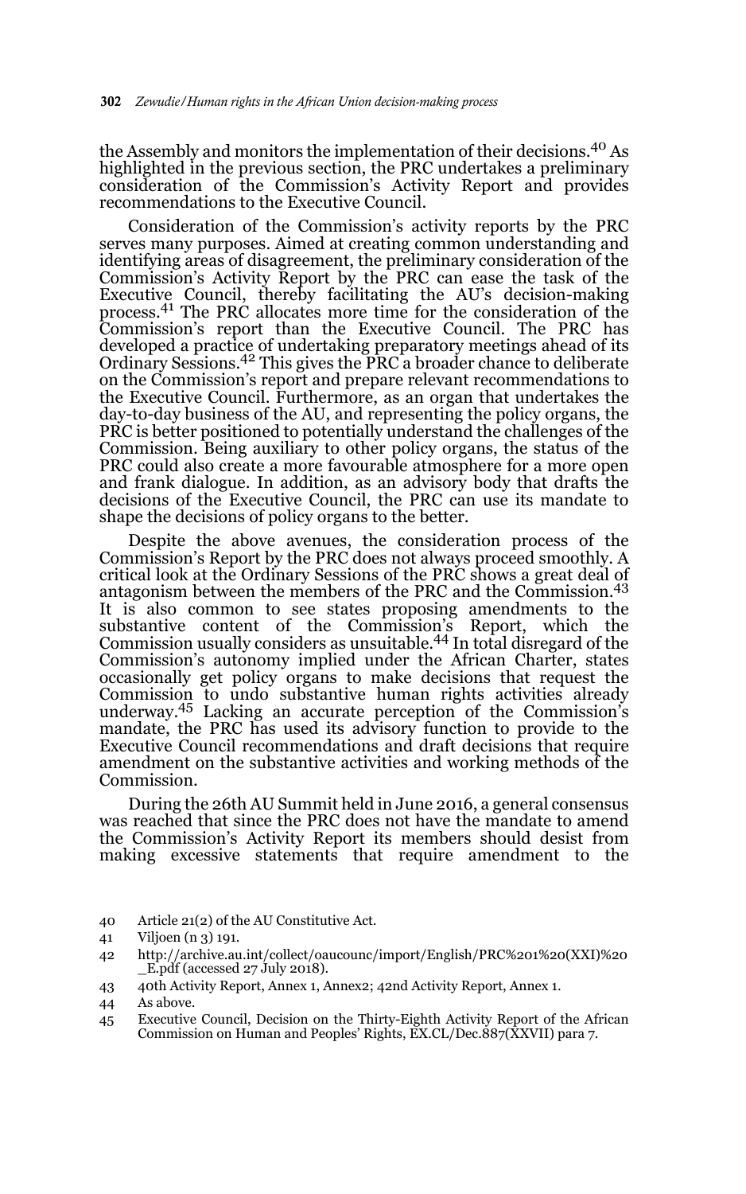the Assembly and monitors the implementation of their decisions.[40] As highlighted in the previous section, the PRC undertakes a preliminary consideration of the Commission's Activity Report and provides recommendations to the Executive Council.

Consideration of the Commission's activity reports by the PRC serves many purposes. Aimed at creating common understanding and identifying areas of disagreement, the preliminary consideration of the Commission's Activity Report by the PRC can ease the task of the Executive Council, thereby facilitating the AU's decision-making process.[41] The PRC allocates more time for the consideration of the Commission's report than the Executive Council. The PRC has developed a practice of undertaking preparatory meetings ahead of its Ordinary Sessions.[42] This gives the PRC a broader chance to deliberate on the Commission's report and prepare relevant recommendations to the Executive Council. Furthermore, as an organ that undertakes the day-to-day business of the AU, and representing the policy organs, the PRC is better positioned to potentially understand the challenges of the Commission. Being auxiliary to other policy organs, the status of the PRC could also create a more favourable atmosphere for a more open and frank dialogue. In addition, as an advisory body that drafts the decisions of the Executive Council, the PRC can use its mandate to shape the decisions of policy organs to the better.

Despite the above avenues, the consideration process of the Commission's Report by the PRC does not always proceed smoothly. A critical look at the Ordinary Sessions of the PRC shows a great deal of antagonism between the members of the PRC and the Commission.[43] It is also common to see states proposing amendments to the substantive content of the Commission's Report, which the Commission usually considers as unsuitable.[44] In total disregard of the Commission's autonomy implied under the African Charter, states occasionally get policy organs to make decisions that request the Commission to undo substantive human rights activities already underway.[45] Lacking an accurate perception of the Commission's mandate, the PRC has used its advisory function to provide to the Executive Council recommendations and draft decisions that require amendment on the substantive activities and working methods of the Commission.

During the 26th AU Summit held in June 2016, a general consensus was reached that since the PRC does not have the mandate to amend the Commission's Activity Report its members should desist from making excessive statements that require amendment to the

40 Article 21(2) of the AU Constitutive Act.

41 Viljoen (n 3) 191.

42 http://archive.au.int/collect/oaucounc/import/English/PRC%201%20(XXI)%20_E.pdf (accessed 27 July 2018).

43 40th Activity Report, Annex 1, Annex2; 42nd Activity Report, Annex 1.

44 As above.

45 Executive Council, Decision on the Thirty-Eighth Activity Report of the African Commission on Human and Peoples' Rights, EX.CL/Dec.887(XXVII) para 7.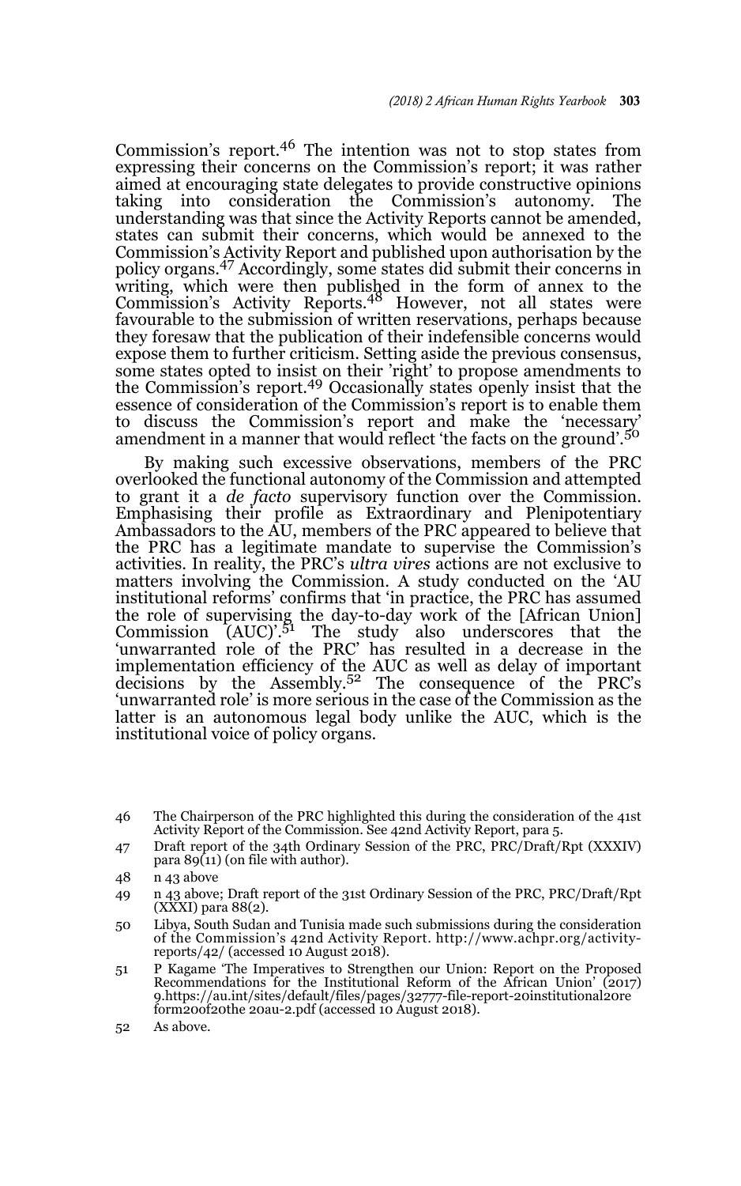Commission's report.[46] The intention was not to stop states from expressing their concerns on the Commission's report; it was rather aimed at encouraging state delegates to provide constructive opinions taking into consideration the Commission's autonomy. The understanding was that since the Activity Reports cannot be amended, states can submit their concerns, which would be annexed to the Commission's Activity Report and published upon authorisation by the policy organs.[47] Accordingly, some states did submit their concerns in writing, which were then published in the form of annex to the Commission's Activity Reports.[48] However, not all states were favourable to the submission of written reservations, perhaps because they foresaw that the publication of their indefensible concerns would expose them to further criticism. Setting aside the previous consensus, some states opted to insist on their 'right' to propose amendments to the Commission's report.[49] Occasionally states openly insist that the essence of consideration of the Commission's report is to enable them to discuss the Commission's report and make the 'necessary' amendment in a manner that would reflect 'the facts on the ground'.[50]

By making such excessive observations, members of the PRC overlooked the functional autonomy of the Commission and attempted to grant it a *de facto* supervisory function over the Commission. Emphasising their profile as Extraordinary and Plenipotentiary Ambassadors to the AU, members of the PRC appeared to believe that the PRC has a legitimate mandate to supervise the Commission's activities. In reality, the PRC's *ultra vires* actions are not exclusive to matters involving the Commission. A study conducted on the 'AU institutional reforms' confirms that 'in practice, the PRC has assumed the role of supervising the day-to-day work of the [African Union] Commission (AUC)'.[51] The study also underscores that the 'unwarranted role of the PRC' has resulted in a decrease in the implementation efficiency of the AUC as well as delay of important decisions by the Assembly.[52] The consequence of the PRC's 'unwarranted role' is more serious in the case of the Commission as the latter is an autonomous legal body unlike the AUC, which is the institutional voice of policy organs.

---

46 The Chairperson of the PRC highlighted this during the consideration of the 41st Activity Report of the Commission. See 42nd Activity Report, para 5.

47 Draft report of the 34th Ordinary Session of the PRC, PRC/Draft/Rpt (XXXIV) para 89(11) (on file with author).

48 n 43 above

49 n 43 above; Draft report of the 31st Ordinary Session of the PRC, PRC/Draft/Rpt (XXXI) para 88(2).

50 Libya, South Sudan and Tunisia made such submissions during the consideration of the Commission's 42nd Activity Report. http://www.achpr.org/activity-reports/42/ (accessed 10 August 2018).

51 P Kagame 'The Imperatives to Strengthen our Union: Report on the Proposed Recommendations for the Institutional Reform of the African Union' (2017) 9.https://au.int/sites/default/files/pages/32777-file-report-20institutional20reform20of20the 20au-2.pdf (accessed 10 August 2018).

52 As above.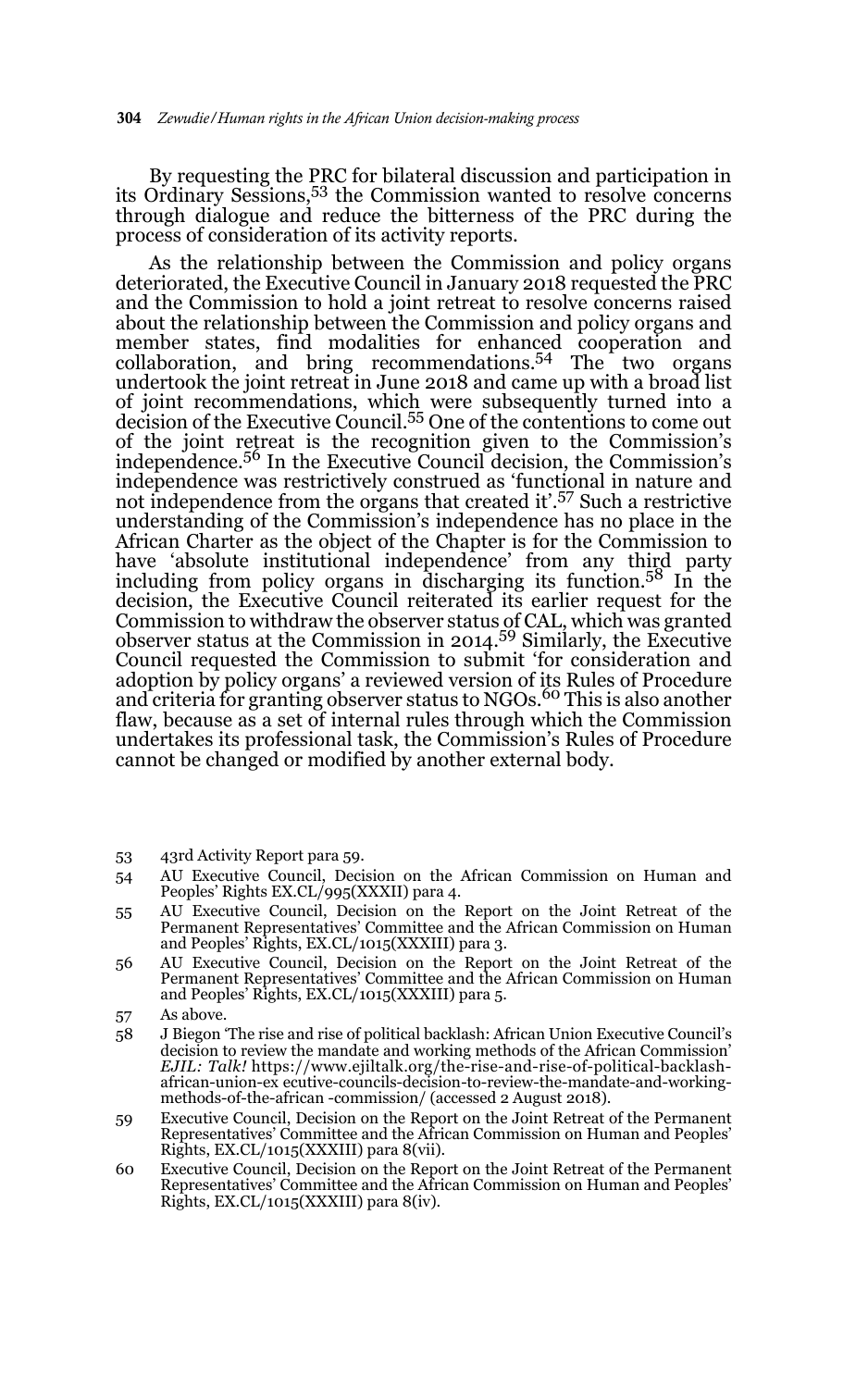By requesting the PRC for bilateral discussion and participation in its Ordinary Sessions,[53] the Commission wanted to resolve concerns through dialogue and reduce the bitterness of the PRC during the process of consideration of its activity reports.

As the relationship between the Commission and policy organs deteriorated, the Executive Council in January 2018 requested the PRC and the Commission to hold a joint retreat to resolve concerns raised about the relationship between the Commission and policy organs and member states, find modalities for enhanced cooperation and collaboration, and bring recommendations.[54] The two organs undertook the joint retreat in June 2018 and came up with a broad list of joint recommendations, which were subsequently turned into a decision of the Executive Council.[55] One of the contentions to come out of the joint retreat is the recognition given to the Commission's independence.[56] In the Executive Council decision, the Commission's independence was restrictively construed as 'functional in nature and not independence from the organs that created it'.[57] Such a restrictive understanding of the Commission's independence has no place in the African Charter as the object of the Chapter is for the Commission to have 'absolute institutional independence' from any third party including from policy organs in discharging its function.[58] In the decision, the Executive Council reiterated its earlier request for the Commission to withdraw the observer status of CAL, which was granted observer status at the Commission in 2014.[59] Similarly, the Executive Council requested the Commission to submit 'for consideration and adoption by policy organs' a reviewed version of its Rules of Procedure and criteria for granting observer status to NGOs.[60] This is also another flaw, because as a set of internal rules through which the Commission undertakes its professional task, the Commission's Rules of Procedure cannot be changed or modified by another external body.

---

53 43rd Activity Report para 59.

54 AU Executive Council, Decision on the African Commission on Human and Peoples' Rights EX.CL/995(XXXII) para 4.

55 AU Executive Council, Decision on the Report on the Joint Retreat of the Permanent Representatives' Committee and the African Commission on Human and Peoples' Rights, EX.CL/1015(XXXIII) para 3.

56 AU Executive Council, Decision on the Report on the Joint Retreat of the Permanent Representatives' Committee and the African Commission on Human and Peoples' Rights, EX.CL/1015(XXXIII) para 5.

57 As above.

58 J Biegon 'The rise and rise of political backlash: African Union Executive Council's decision to review the mandate and working methods of the African Commission' *EJIL: Talk!* https://www.ejiltalk.org/the-rise-and-rise-of-political-backlash-african-union-ex ecutive-councils-decision-to-review-the-mandate-and-working-methods-of-the-african -commission/ (accessed 2 August 2018).

59 Executive Council, Decision on the Report on the Joint Retreat of the Permanent Representatives' Committee and the African Commission on Human and Peoples' Rights, EX.CL/1015(XXXIII) para 8(vii).

60 Executive Council, Decision on the Report on the Joint Retreat of the Permanent Representatives' Committee and the African Commission on Human and Peoples' Rights, EX.CL/1015(XXXIII) para 8(iv).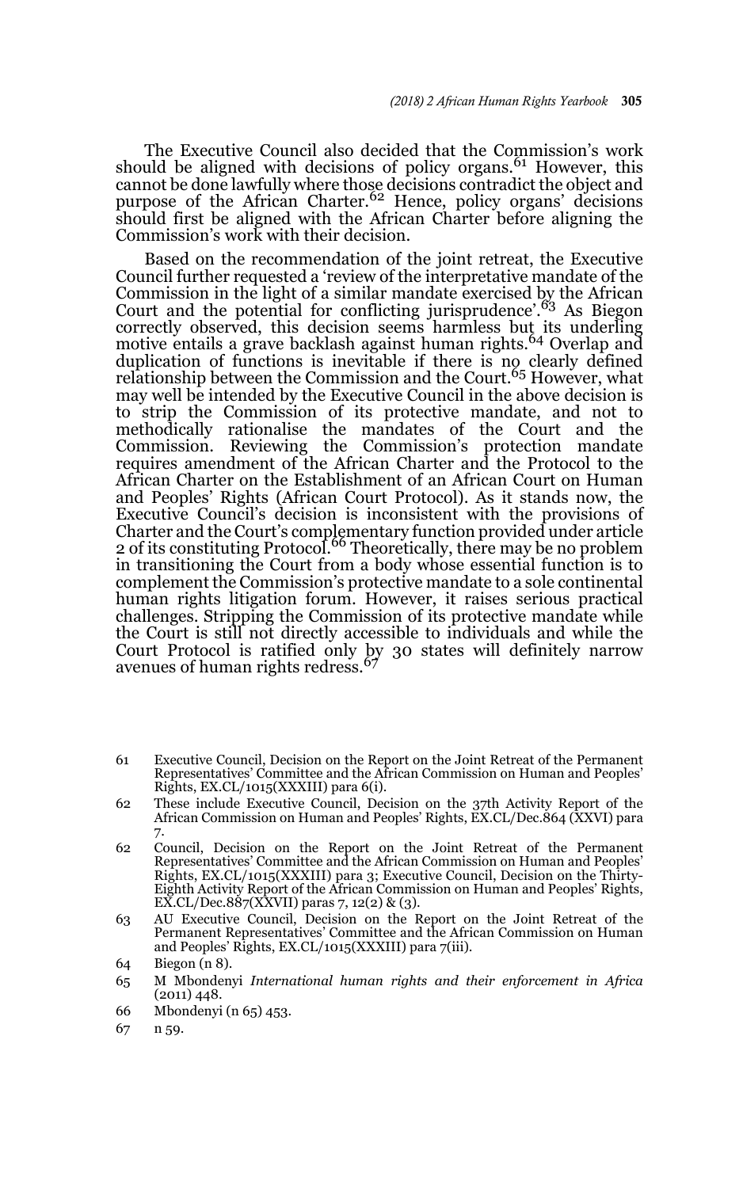The Executive Council also decided that the Commission's work should be aligned with decisions of policy organs.[61] However, this cannot be done lawfully where those decisions contradict the object and purpose of the African Charter.[62] Hence, policy organs' decisions should first be aligned with the African Charter before aligning the Commission's work with their decision.

Based on the recommendation of the joint retreat, the Executive Council further requested a 'review of the interpretative mandate of the Commission in the light of a similar mandate exercised by the African Court and the potential for conflicting jurisprudence'.[63] As Biegon correctly observed, this decision seems harmless but its underling motive entails a grave backlash against human rights.[64] Overlap and duplication of functions is inevitable if there is no clearly defined relationship between the Commission and the Court.[65] However, what may well be intended by the Executive Council in the above decision is to strip the Commission of its protective mandate, and not to methodically rationalise the mandates of the Court and the Commission. Reviewing the Commission's protection mandate requires amendment of the African Charter and the Protocol to the African Charter on the Establishment of an African Court on Human and Peoples' Rights (African Court Protocol). As it stands now, the Executive Council's decision is inconsistent with the provisions of Charter and the Court's complementary function provided under article 2 of its constituting Protocol.[66] Theoretically, there may be no problem in transitioning the Court from a body whose essential function is to complement the Commission's protective mandate to a sole continental human rights litigation forum. However, it raises serious practical challenges. Stripping the Commission of its protective mandate while the Court is still not directly accessible to individuals and while the Court Protocol is ratified only by 30 states will definitely narrow avenues of human rights redress.[67]

61 Executive Council, Decision on the Report on the Joint Retreat of the Permanent Representatives' Committee and the African Commission on Human and Peoples' Rights, EX.CL/1015(XXXIII) para 6(i).

62 These include Executive Council, Decision on the 37th Activity Report of the African Commission on Human and Peoples' Rights, EX.CL/Dec.864 (XXVI) para 7.

62 Council, Decision on the Report on the Joint Retreat of the Permanent Representatives' Committee and the African Commission on Human and Peoples' Rights, EX.CL/1015(XXXIII) para 3; Executive Council, Decision on the Thirty-Eighth Activity Report of the African Commission on Human and Peoples' Rights, EX.CL/Dec.887(XXVII) paras 7, 12(2) & (3).

63 AU Executive Council, Decision on the Report on the Joint Retreat of the Permanent Representatives' Committee and the African Commission on Human and Peoples' Rights, EX.CL/1015(XXXIII) para 7(iii).

64 Biegon (n 8).

65 M Mbondenyi *International human rights and their enforcement in Africa* (2011) 448.

66 Mbondenyi (n 65) 453.

67 n 59.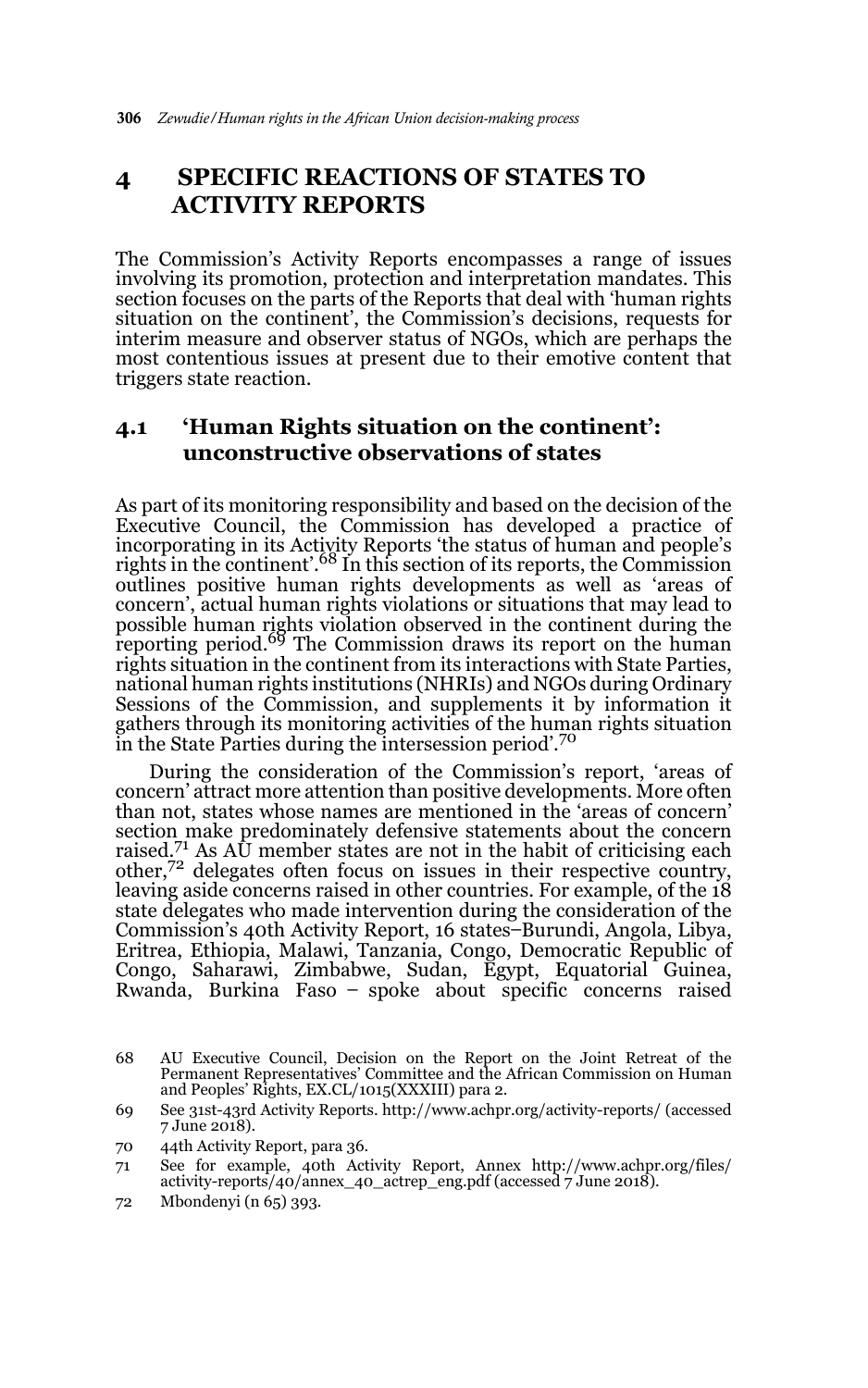## 4 SPECIFIC REACTIONS OF STATES TO ACTIVITY REPORTS

The Commission's Activity Reports encompasses a range of issues involving its promotion, protection and interpretation mandates. This section focuses on the parts of the Reports that deal with 'human rights situation on the continent', the Commission's decisions, requests for interim measure and observer status of NGOs, which are perhaps the most contentious issues at present due to their emotive content that triggers state reaction.

### 4.1 'Human Rights situation on the continent': unconstructive observations of states

As part of its monitoring responsibility and based on the decision of the Executive Council, the Commission has developed a practice of incorporating in its Activity Reports 'the status of human and people's rights in the continent'.[68] In this section of its reports, the Commission outlines positive human rights developments as well as 'areas of concern', actual human rights violations or situations that may lead to possible human rights violation observed in the continent during the reporting period.[69] The Commission draws its report on the human rights situation in the continent from its interactions with State Parties, national human rights institutions (NHRIs) and NGOs during Ordinary Sessions of the Commission, and supplements it by information it gathers through its monitoring activities of the human rights situation in the State Parties during the intersession period'.[70]

During the consideration of the Commission's report, 'areas of concern' attract more attention than positive developments. More often than not, states whose names are mentioned in the 'areas of concern' section make predominately defensive statements about the concern raised.[71] As AU member states are not in the habit of criticising each other,[72] delegates often focus on issues in their respective country, leaving aside concerns raised in other countries. For example, of the 18 state delegates who made intervention during the consideration of the Commission's 40th Activity Report, 16 states–Burundi, Angola, Libya, Eritrea, Ethiopia, Malawi, Tanzania, Congo, Democratic Republic of Congo, Saharawi, Zimbabwe, Sudan, Egypt, Equatorial Guinea, Rwanda, Burkina Faso – spoke about specific concerns raised

68 AU Executive Council, Decision on the Report on the Joint Retreat of the Permanent Representatives' Committee and the African Commission on Human and Peoples' Rights, EX.CL/1015(XXXIII) para 2.

69 See 31st-43rd Activity Reports. http://www.achpr.org/activity-reports/ (accessed 7 June 2018).

70 44th Activity Report, para 36.

71 See for example, 40th Activity Report, Annex http://www.achpr.org/files/activity-reports/40/annex_40_actrep_eng.pdf (accessed 7 June 2018).

72 Mbondenyi (n 65) 393.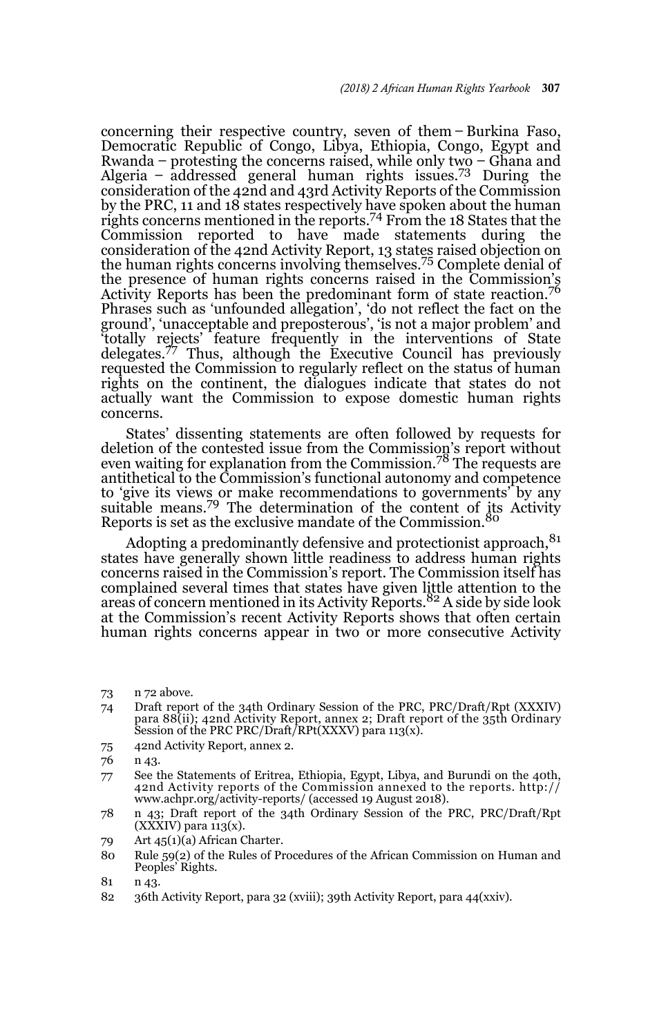concerning their respective country, seven of them – Burkina Faso, Democratic Republic of Congo, Libya, Ethiopia, Congo, Egypt and Rwanda – protesting the concerns raised, while only two – Ghana and Algeria – addressed general human rights issues.[73] During the consideration of the 42nd and 43rd Activity Reports of the Commission by the PRC, 11 and 18 states respectively have spoken about the human rights concerns mentioned in the reports.[74] From the 18 States that the Commission reported to have made statements during the consideration of the 42nd Activity Report, 13 states raised objection on the human rights concerns involving themselves.[75] Complete denial of the presence of human rights concerns raised in the Commission's Activity Reports has been the predominant form of state reaction.[76] Phrases such as 'unfounded allegation', 'do not reflect the fact on the ground', 'unacceptable and preposterous', 'is not a major problem' and 'totally rejects' feature frequently in the interventions of State delegates.[77] Thus, although the Executive Council has previously requested the Commission to regularly reflect on the status of human rights on the continent, the dialogues indicate that states do not actually want the Commission to expose domestic human rights concerns.

States' dissenting statements are often followed by requests for deletion of the contested issue from the Commission's report without even waiting for explanation from the Commission.[78] The requests are antithetical to the Commission's functional autonomy and competence to 'give its views or make recommendations to governments' by any suitable means.[79] The determination of the content of its Activity Reports is set as the exclusive mandate of the Commission.[80]

Adopting a predominantly defensive and protectionist approach,[81] states have generally shown little readiness to address human rights concerns raised in the Commission's report. The Commission itself has complained several times that states have given little attention to the areas of concern mentioned in its Activity Reports.[82] A side by side look at the Commission's recent Activity Reports shows that often certain human rights concerns appear in two or more consecutive Activity

73 n 72 above.

74 Draft report of the 34th Ordinary Session of the PRC, PRC/Draft/Rpt (XXXIV) para 88(ii); 42nd Activity Report, annex 2; Draft report of the 35th Ordinary Session of the PRC PRC/Draft/RPt(XXXV) para 113(x).

75 42nd Activity Report, annex 2.

76 n 43.

77 See the Statements of Eritrea, Ethiopia, Egypt, Libya, and Burundi on the 40th, 42nd Activity reports of the Commission annexed to the reports. http://www.achpr.org/activity-reports/ (accessed 19 August 2018).

78 n 43; Draft report of the 34th Ordinary Session of the PRC, PRC/Draft/Rpt (XXXIV) para 113(x).

79 Art 45(1)(a) African Charter.

80 Rule 59(2) of the Rules of Procedures of the African Commission on Human and Peoples' Rights.

81 n 43.

82 36th Activity Report, para 32 (xviii); 39th Activity Report, para 44(xxiv).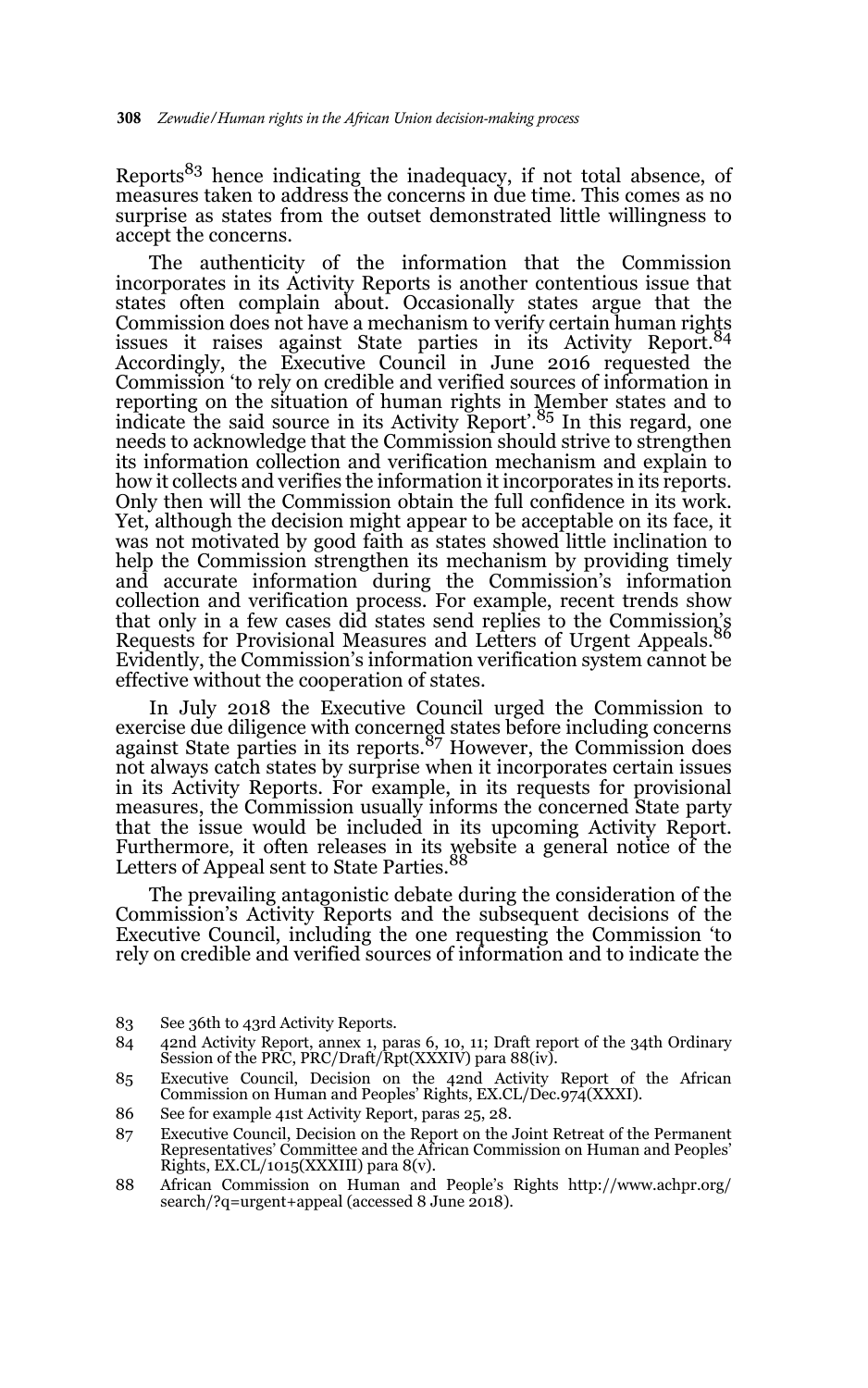Reports[83] hence indicating the inadequacy, if not total absence, of measures taken to address the concerns in due time. This comes as no surprise as states from the outset demonstrated little willingness to accept the concerns.

The authenticity of the information that the Commission incorporates in its Activity Reports is another contentious issue that states often complain about. Occasionally states argue that the Commission does not have a mechanism to verify certain human rights issues it raises against State parties in its Activity Report.[84] Accordingly, the Executive Council in June 2016 requested the Commission 'to rely on credible and verified sources of information in reporting on the situation of human rights in Member states and to indicate the said source in its Activity Report'.[85] In this regard, one needs to acknowledge that the Commission should strive to strengthen its information collection and verification mechanism and explain to how it collects and verifies the information it incorporates in its reports. Only then will the Commission obtain the full confidence in its work. Yet, although the decision might appear to be acceptable on its face, it was not motivated by good faith as states showed little inclination to help the Commission strengthen its mechanism by providing timely and accurate information during the Commission's information collection and verification process. For example, recent trends show that only in a few cases did states send replies to the Commission's Requests for Provisional Measures and Letters of Urgent Appeals.[86] Evidently, the Commission's information verification system cannot be effective without the cooperation of states.

In July 2018 the Executive Council urged the Commission to exercise due diligence with concerned states before including concerns against State parties in its reports.[87] However, the Commission does not always catch states by surprise when it incorporates certain issues in its Activity Reports. For example, in its requests for provisional measures, the Commission usually informs the concerned State party that the issue would be included in its upcoming Activity Report. Furthermore, it often releases in its website a general notice of the Letters of Appeal sent to State Parties.[88]

The prevailing antagonistic debate during the consideration of the Commission's Activity Reports and the subsequent decisions of the Executive Council, including the one requesting the Commission 'to rely on credible and verified sources of information and to indicate the

83 See 36th to 43rd Activity Reports.

84 42nd Activity Report, annex 1, paras 6, 10, 11; Draft report of the 34th Ordinary Session of the PRC, PRC/Draft/Rpt(XXXIV) para 88(iv).

85 Executive Council, Decision on the 42nd Activity Report of the African Commission on Human and Peoples' Rights, EX.CL/Dec.974(XXXI).

86 See for example 41st Activity Report, paras 25, 28.

87 Executive Council, Decision on the Report on the Joint Retreat of the Permanent Representatives' Committee and the African Commission on Human and Peoples' Rights, EX.CL/1015(XXXIII) para 8(v).

88 African Commission on Human and People's Rights http://www.achpr.org/search/?q=urgent+appeal (accessed 8 June 2018).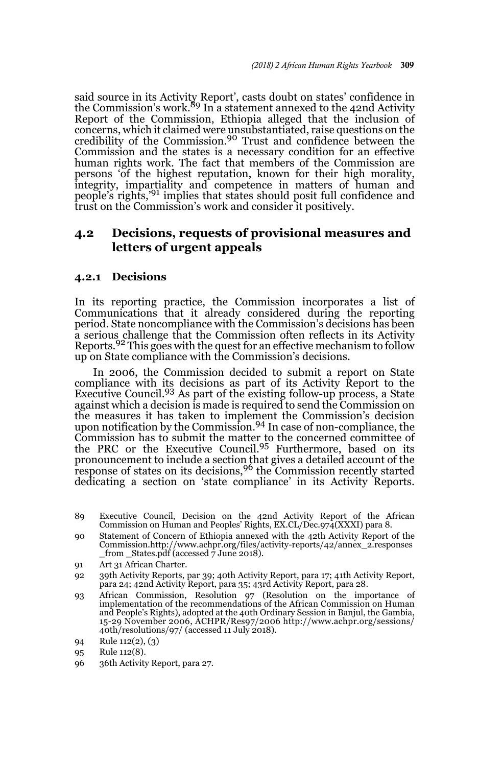said source in its Activity Report', casts doubt on states' confidence in the Commission's work.[89] In a statement annexed to the 42nd Activity Report of the Commission, Ethiopia alleged that the inclusion of concerns, which it claimed were unsubstantiated, raise questions on the credibility of the Commission.[90] Trust and confidence between the Commission and the states is a necessary condition for an effective human rights work. The fact that members of the Commission are persons 'of the highest reputation, known for their high morality, integrity, impartiality and competence in matters of human and people's rights,'[91] implies that states should posit full confidence and trust on the Commission's work and consider it positively.

## 4.2 Decisions, requests of provisional measures and letters of urgent appeals

### 4.2.1 Decisions

In its reporting practice, the Commission incorporates a list of Communications that it already considered during the reporting period. State noncompliance with the Commission's decisions has been a serious challenge that the Commission often reflects in its Activity Reports.[92] This goes with the quest for an effective mechanism to follow up on State compliance with the Commission's decisions.

In 2006, the Commission decided to submit a report on State compliance with its decisions as part of its Activity Report to the Executive Council.[93] As part of the existing follow-up process, a State against which a decision is made is required to send the Commission on the measures it has taken to implement the Commission's decision upon notification by the Commission.[94] In case of non-compliance, the Commission has to submit the matter to the concerned committee of the PRC or the Executive Council.[95] Furthermore, based on its pronouncement to include a section that gives a detailed account of the response of states on its decisions,[96] the Commission recently started dedicating a section on 'state compliance' in its Activity Reports.

89 Executive Council, Decision on the 42nd Activity Report of the African Commission on Human and Peoples' Rights, EX.CL/Dec.974(XXXI) para 8.

90 Statement of Concern of Ethiopia annexed with the 42th Activity Report of the Commission.http://www.achpr.org/files/activity-reports/42/annex_2.responses _from _States.pdf (accessed 7 June 2018).

91 Art 31 African Charter.

92 39th Activity Reports, par 39; 40th Activity Report, para 17; 41th Activity Report, para 24; 42nd Activity Report, para 35; 43rd Activity Report, para 28.

93 African Commission, Resolution 97 (Resolution on the importance of implementation of the recommendations of the African Commission on Human and People's Rights), adopted at the 40th Ordinary Session in Banjul, the Gambia, 15-29 November 2006, ACHPR/Res97/2006 http://www.achpr.org/sessions/ 40th/resolutions/97/ (accessed 11 July 2018).

94 Rule 112(2), (3)

95 Rule 112(8).

96 36th Activity Report, para 27.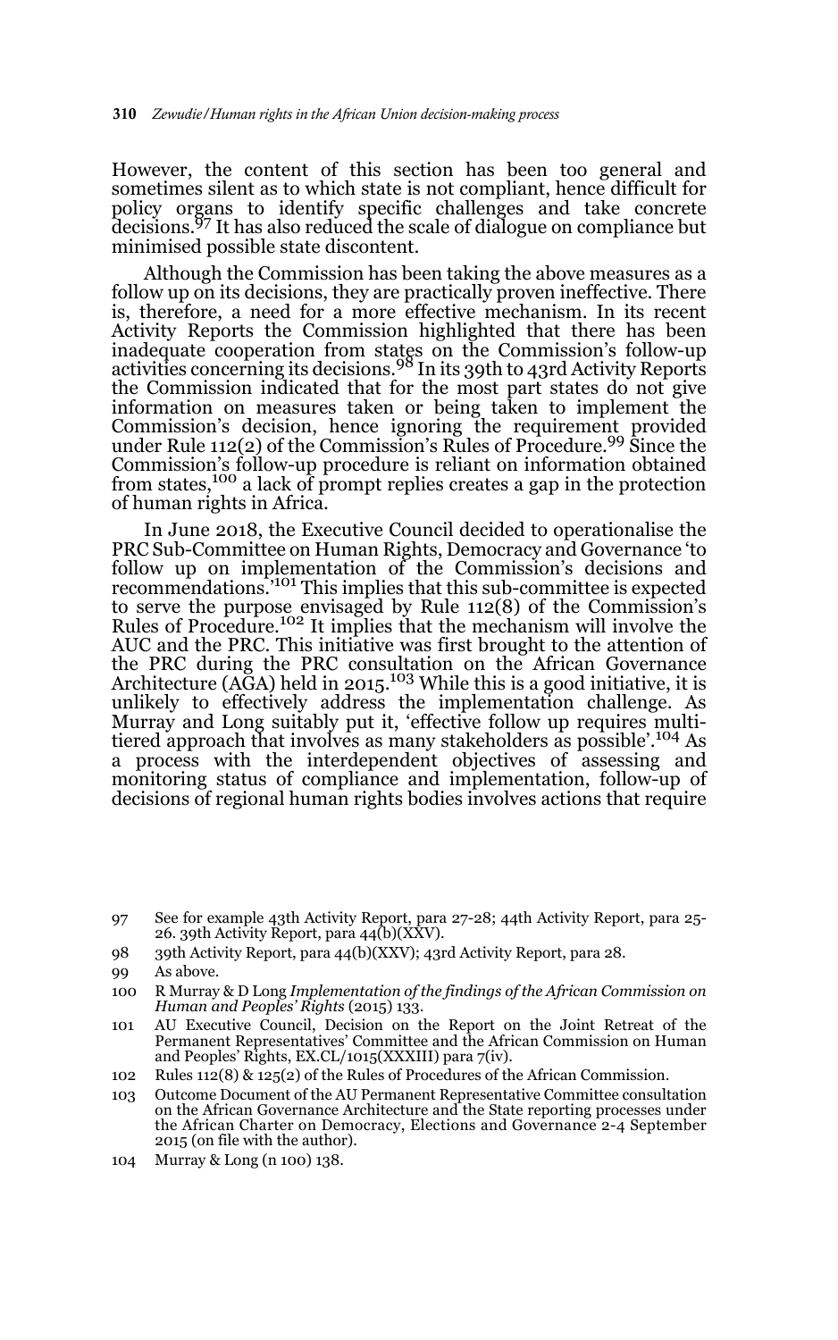However, the content of this section has been too general and sometimes silent as to which state is not compliant, hence difficult for policy organs to identify specific challenges and take concrete decisions.[97] It has also reduced the scale of dialogue on compliance but minimised possible state discontent.

Although the Commission has been taking the above measures as a follow up on its decisions, they are practically proven ineffective. There is, therefore, a need for a more effective mechanism. In its recent Activity Reports the Commission highlighted that there has been inadequate cooperation from states on the Commission's follow-up activities concerning its decisions.[98] In its 39th to 43rd Activity Reports the Commission indicated that for the most part states do not give information on measures taken or being taken to implement the Commission's decision, hence ignoring the requirement provided under Rule 112(2) of the Commission's Rules of Procedure.[99] Since the Commission's follow-up procedure is reliant on information obtained from states,[100] a lack of prompt replies creates a gap in the protection of human rights in Africa.

In June 2018, the Executive Council decided to operationalise the PRC Sub-Committee on Human Rights, Democracy and Governance 'to follow up on implementation of the Commission's decisions and recommendations.'[101] This implies that this sub-committee is expected to serve the purpose envisaged by Rule 112(8) of the Commission's Rules of Procedure.[102] It implies that the mechanism will involve the AUC and the PRC. This initiative was first brought to the attention of the PRC during the PRC consultation on the African Governance Architecture (AGA) held in 2015.[103] While this is a good initiative, it is unlikely to effectively address the implementation challenge. As Murray and Long suitably put it, 'effective follow up requires multi-tiered approach that involves as many stakeholders as possible'.[104] As a process with the interdependent objectives of assessing and monitoring status of compliance and implementation, follow-up of decisions of regional human rights bodies involves actions that require

---

97 See for example 43th Activity Report, para 27-28; 44th Activity Report, para 25-26. 39th Activity Report, para 44(b)(XXV).

98 39th Activity Report, para 44(b)(XXV); 43rd Activity Report, para 28.

99 As above.

100 R Murray & D Long *Implementation of the findings of the African Commission on Human and Peoples' Rights* (2015) 133.

101 AU Executive Council, Decision on the Report on the Joint Retreat of the Permanent Representatives' Committee and the African Commission on Human and Peoples' Rights, EX.CL/1015(XXXIII) para 7(iv).

102 Rules 112(8) & 125(2) of the Rules of Procedures of the African Commission.

103 Outcome Document of the AU Permanent Representative Committee consultation on the African Governance Architecture and the State reporting processes under the African Charter on Democracy, Elections and Governance 2-4 September 2015 (on file with the author).

104 Murray & Long (n 100) 138.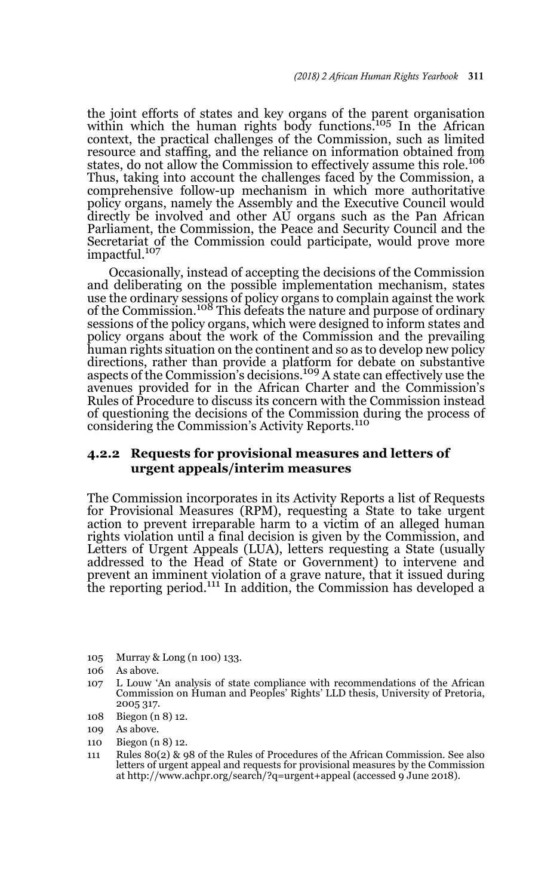the joint efforts of states and key organs of the parent organisation within which the human rights body functions.[105] In the African context, the practical challenges of the Commission, such as limited resource and staffing, and the reliance on information obtained from states, do not allow the Commission to effectively assume this role.[106] Thus, taking into account the challenges faced by the Commission, a comprehensive follow-up mechanism in which more authoritative policy organs, namely the Assembly and the Executive Council would directly be involved and other AU organs such as the Pan African Parliament, the Commission, the Peace and Security Council and the Secretariat of the Commission could participate, would prove more impactful.[107]

Occasionally, instead of accepting the decisions of the Commission and deliberating on the possible implementation mechanism, states use the ordinary sessions of policy organs to complain against the work of the Commission.[108] This defeats the nature and purpose of ordinary sessions of the policy organs, which were designed to inform states and policy organs about the work of the Commission and the prevailing human rights situation on the continent and so as to develop new policy directions, rather than provide a platform for debate on substantive aspects of the Commission's decisions.[109] A state can effectively use the avenues provided for in the African Charter and the Commission's Rules of Procedure to discuss its concern with the Commission instead of questioning the decisions of the Commission during the process of considering the Commission's Activity Reports.[110]

### 4.2.2 Requests for provisional measures and letters of urgent appeals/interim measures

The Commission incorporates in its Activity Reports a list of Requests for Provisional Measures (RPM), requesting a State to take urgent action to prevent irreparable harm to a victim of an alleged human rights violation until a final decision is given by the Commission, and Letters of Urgent Appeals (LUA), letters requesting a State (usually addressed to the Head of State or Government) to intervene and prevent an imminent violation of a grave nature, that it issued during the reporting period.[111] In addition, the Commission has developed a

---

105 Murray & Long (n 100) 133.

106 As above.

107 L Louw 'An analysis of state compliance with recommendations of the African Commission on Human and Peoples' Rights' LLD thesis, University of Pretoria, 2005 317.

108 Biegon (n 8) 12.

109 As above.

110 Biegon (n 8) 12.

111 Rules 80(2) & 98 of the Rules of Procedures of the African Commission. See also letters of urgent appeal and requests for provisional measures by the Commission at http://www.achpr.org/search/?q=urgent+appeal (accessed 9 June 2018).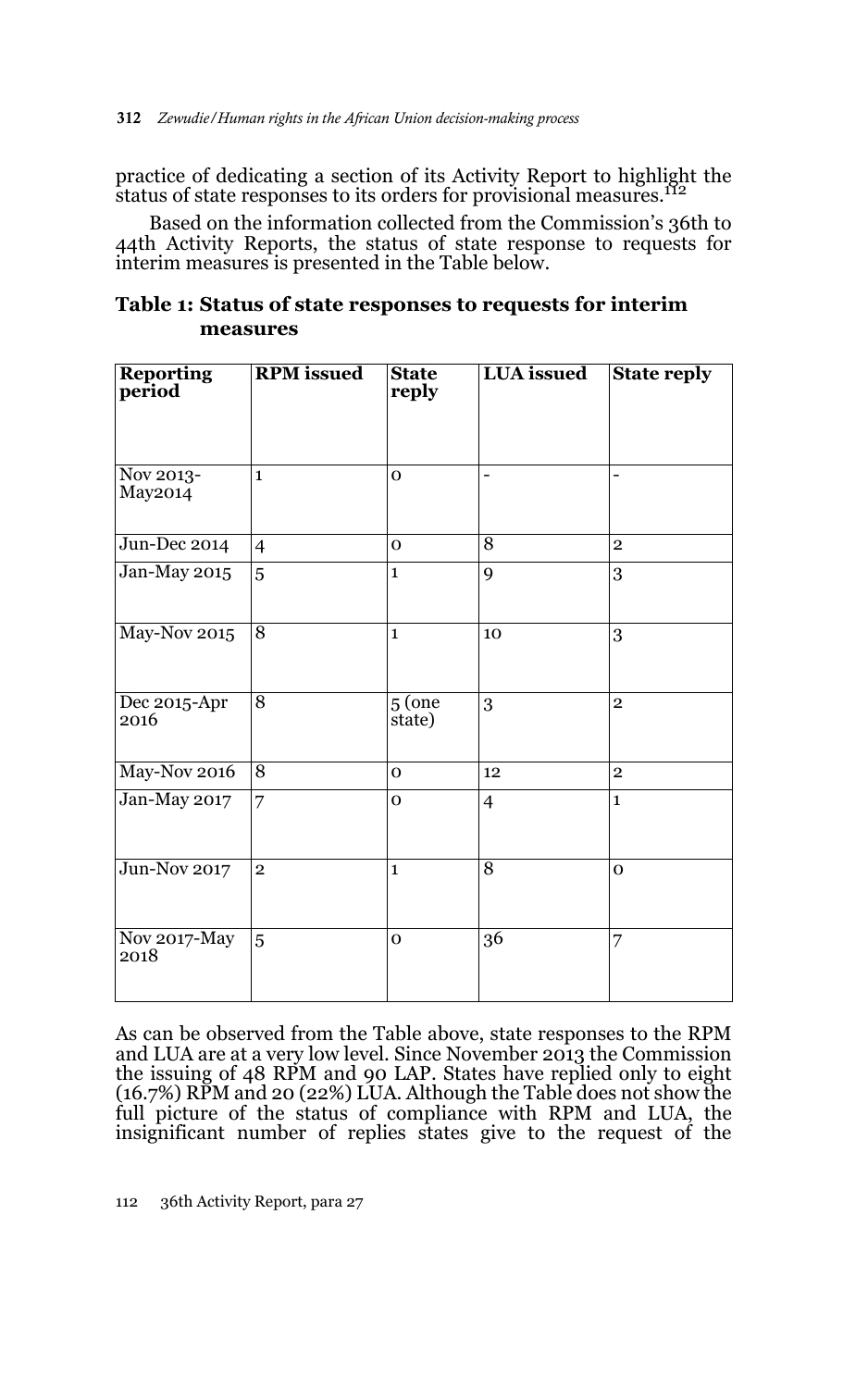practice of dedicating a section of its Activity Report to highlight the status of state responses to its orders for provisional measures.[112]

Based on the information collected from the Commission's 36th to 44th Activity Reports, the status of state response to requests for interim measures is presented in the Table below.

**Table 1: Status of state responses to requests for interim measures**

| Reporting period | RPM issued | State reply | LUA issued | State reply |
|---|---|---|---|---|
| Nov 2013-May2014 | 1 | 0 | - | - |
| Jun-Dec 2014 | 4 | 0 | 8 | 2 |
| Jan-May 2015 | 5 | 1 | 9 | 3 |
| May-Nov 2015 | 8 | 1 | 10 | 3 |
| Dec 2015-Apr 2016 | 8 | 5 (one state) | 3 | 2 |
| May-Nov 2016 | 8 | 0 | 12 | 2 |
| Jan-May 2017 | 7 | 0 | 4 | 1 |
| Jun-Nov 2017 | 2 | 1 | 8 | 0 |
| Nov 2017-May 2018 | 5 | 0 | 36 | 7 |

As can be observed from the Table above, state responses to the RPM and LUA are at a very low level. Since November 2013 the Commission the issuing of 48 RPM and 90 LAP. States have replied only to eight (16.7%) RPM and 20 (22%) LUA. Although the Table does not show the full picture of the status of compliance with RPM and LUA, the insignificant number of replies states give to the request of the

112 36th Activity Report, para 27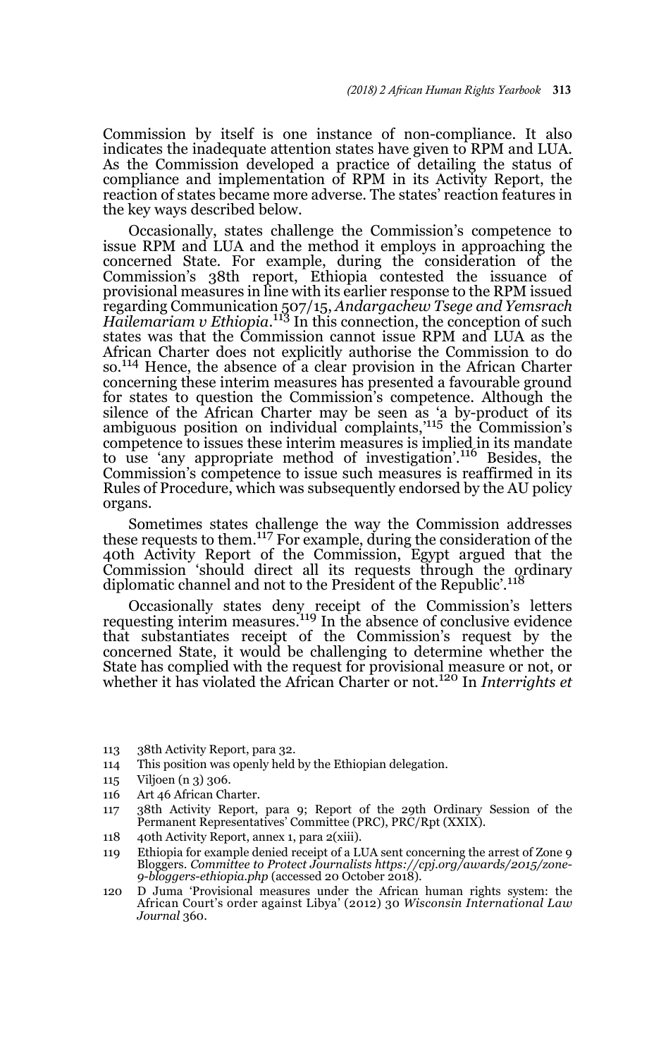Commission by itself is one instance of non-compliance. It also indicates the inadequate attention states have given to RPM and LUA. As the Commission developed a practice of detailing the status of compliance and implementation of RPM in its Activity Report, the reaction of states became more adverse. The states' reaction features in the key ways described below.

Occasionally, states challenge the Commission's competence to issue RPM and LUA and the method it employs in approaching the concerned State. For example, during the consideration of the Commission's 38th report, Ethiopia contested the issuance of provisional measures in line with its earlier response to the RPM issued regarding Communication 507/15, *Andargachew Tsege and Yemsrach Hailemariam v Ethiopia*.[113] In this connection, the conception of such states was that the Commission cannot issue RPM and LUA as the African Charter does not explicitly authorise the Commission to do so.[114] Hence, the absence of a clear provision in the African Charter concerning these interim measures has presented a favourable ground for states to question the Commission's competence. Although the silence of the African Charter may be seen as 'a by-product of its ambiguous position on individual complaints,'[115] the Commission's competence to issues these interim measures is implied in its mandate to use 'any appropriate method of investigation'.[116] Besides, the Commission's competence to issue such measures is reaffirmed in its Rules of Procedure, which was subsequently endorsed by the AU policy organs.

Sometimes states challenge the way the Commission addresses these requests to them.[117] For example, during the consideration of the 40th Activity Report of the Commission, Egypt argued that the Commission 'should direct all its requests through the ordinary diplomatic channel and not to the President of the Republic'.[118]

Occasionally states deny receipt of the Commission's letters requesting interim measures.[119] In the absence of conclusive evidence that substantiates receipt of the Commission's request by the concerned State, it would be challenging to determine whether the State has complied with the request for provisional measure or not, or whether it has violated the African Charter or not.[120] In *Interrights et*

113 38th Activity Report, para 32.

114 This position was openly held by the Ethiopian delegation.

115 Viljoen (n 3) 306.

116 Art 46 African Charter.

117 38th Activity Report, para 9; Report of the 29th Ordinary Session of the Permanent Representatives' Committee (PRC), PRC/Rpt (XXIX).

118 40th Activity Report, annex 1, para 2(xiii).

119 Ethiopia for example denied receipt of a LUA sent concerning the arrest of Zone 9 Bloggers. *Committee to Protect Journalists https://cpj.org/awards/2015/zone-9-bloggers-ethiopia.php* (accessed 20 October 2018).

120 D Juma 'Provisional measures under the African human rights system: the African Court's order against Libya' (2012) 30 *Wisconsin International Law Journal* 360.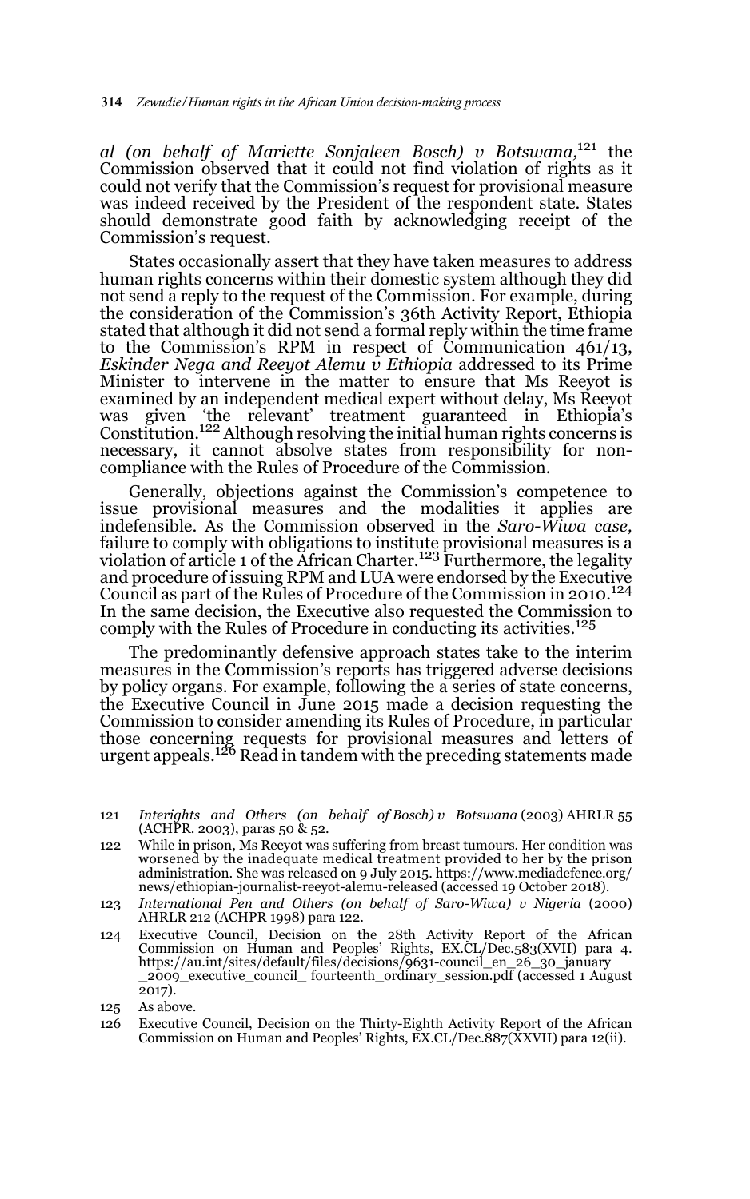*al (on behalf of Mariette Sonjaleen Bosch) v Botswana*,[121] the Commission observed that it could not find violation of rights as it could not verify that the Commission's request for provisional measure was indeed received by the President of the respondent state. States should demonstrate good faith by acknowledging receipt of the Commission's request.

States occasionally assert that they have taken measures to address human rights concerns within their domestic system although they did not send a reply to the request of the Commission. For example, during the consideration of the Commission's 36th Activity Report, Ethiopia stated that although it did not send a formal reply within the time frame to the Commission's RPM in respect of Communication 461/13, *Eskinder Nega and Reeyot Alemu v Ethiopia* addressed to its Prime Minister to intervene in the matter to ensure that Ms Reeyot is examined by an independent medical expert without delay, Ms Reeyot was given 'the relevant' treatment guaranteed in Ethiopia's Constitution.[122] Although resolving the initial human rights concerns is necessary, it cannot absolve states from responsibility for non-compliance with the Rules of Procedure of the Commission.

Generally, objections against the Commission's competence to issue provisional measures and the modalities it applies are indefensible. As the Commission observed in the *Saro-Wiwa case,* failure to comply with obligations to institute provisional measures is a violation of article 1 of the African Charter.[123] Furthermore, the legality and procedure of issuing RPM and LUA were endorsed by the Executive Council as part of the Rules of Procedure of the Commission in 2010.[124] In the same decision, the Executive also requested the Commission to comply with the Rules of Procedure in conducting its activities.[125]

The predominantly defensive approach states take to the interim measures in the Commission's reports has triggered adverse decisions by policy organs. For example, following the a series of state concerns, the Executive Council in June 2015 made a decision requesting the Commission to consider amending its Rules of Procedure, in particular those concerning requests for provisional measures and letters of urgent appeals.[126] Read in tandem with the preceding statements made

---

121 *Interights and Others (on behalf of Bosch) v Botswana* (2003) AHRLR 55 (ACHPR. 2003), paras 50 & 52.

122 While in prison, Ms Reeyot was suffering from breast tumours. Her condition was worsened by the inadequate medical treatment provided to her by the prison administration. She was released on 9 July 2015. https://www.mediadefence.org/news/ethiopian-journalist-reeyot-alemu-released (accessed 19 October 2018).

123 *International Pen and Others (on behalf of Saro-Wiwa) v Nigeria* (2000) AHRLR 212 (ACHPR 1998) para 122.

124 Executive Council, Decision on the 28th Activity Report of the African Commission on Human and Peoples' Rights, EX.CL/Dec.583(XVII) para 4. https://au.int/sites/default/files/decisions/9631-council_en_26_30_january_2009_executive_council_ fourteenth_ordinary_session.pdf (accessed 1 August 2017).

125 As above.

126 Executive Council, Decision on the Thirty-Eighth Activity Report of the African Commission on Human and Peoples' Rights, EX.CL/Dec.887(XXVII) para 12(ii).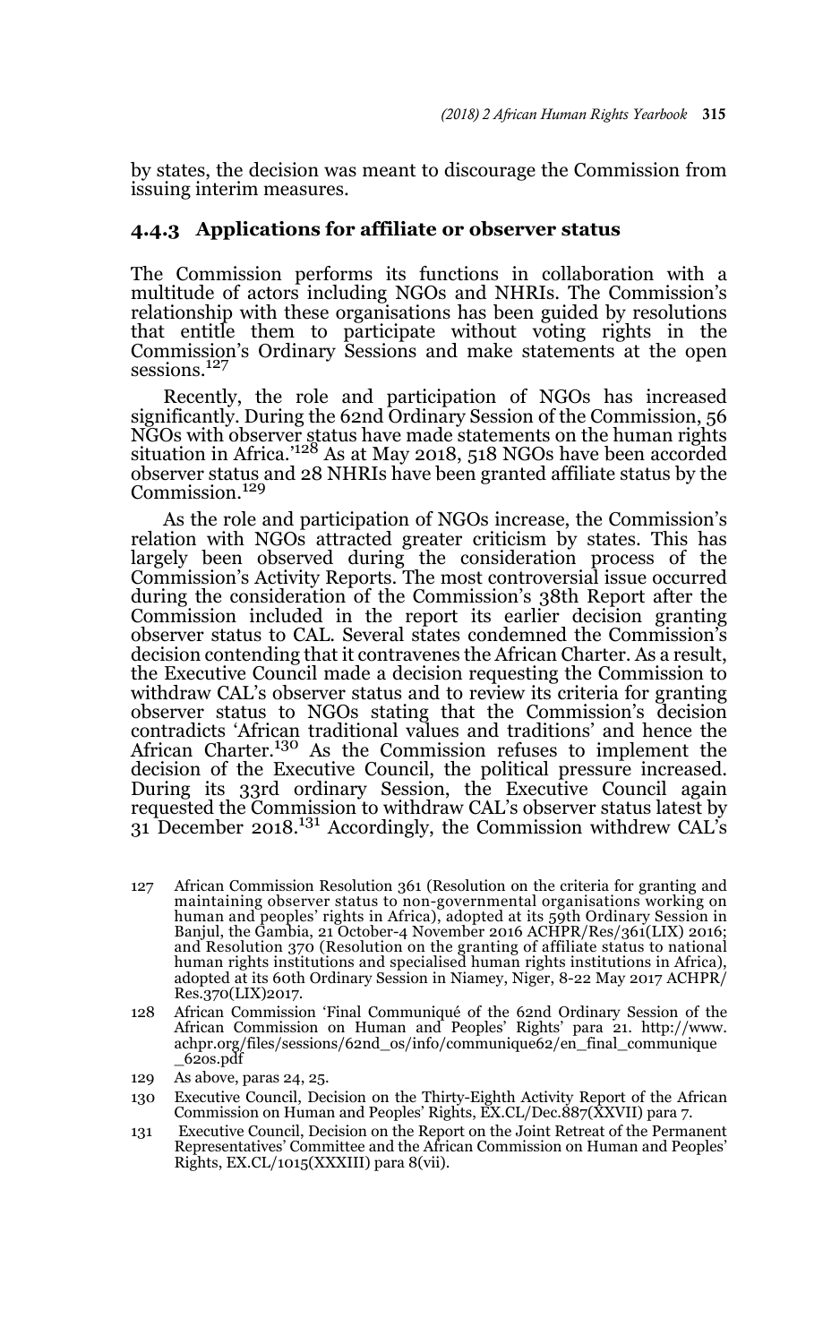by states, the decision was meant to discourage the Commission from issuing interim measures.

### 4.4.3 Applications for affiliate or observer status

The Commission performs its functions in collaboration with a multitude of actors including NGOs and NHRIs. The Commission's relationship with these organisations has been guided by resolutions that entitle them to participate without voting rights in the Commission's Ordinary Sessions and make statements at the open sessions.[127]

Recently, the role and participation of NGOs has increased significantly. During the 62nd Ordinary Session of the Commission, 56 NGOs with observer status have made statements on the human rights situation in Africa.'[128] As at May 2018, 518 NGOs have been accorded observer status and 28 NHRIs have been granted affiliate status by the Commission.[129]

As the role and participation of NGOs increase, the Commission's relation with NGOs attracted greater criticism by states. This has largely been observed during the consideration process of the Commission's Activity Reports. The most controversial issue occurred during the consideration of the Commission's 38th Report after the Commission included in the report its earlier decision granting observer status to CAL. Several states condemned the Commission's decision contending that it contravenes the African Charter. As a result, the Executive Council made a decision requesting the Commission to withdraw CAL's observer status and to review its criteria for granting observer status to NGOs stating that the Commission's decision contradicts 'African traditional values and traditions' and hence the African Charter.[130] As the Commission refuses to implement the decision of the Executive Council, the political pressure increased. During its 33rd ordinary Session, the Executive Council again requested the Commission to withdraw CAL's observer status latest by 31 December 2018.[131] Accordingly, the Commission withdrew CAL's

127 African Commission Resolution 361 (Resolution on the criteria for granting and maintaining observer status to non-governmental organisations working on human and peoples' rights in Africa), adopted at its 59th Ordinary Session in Banjul, the Gambia, 21 October-4 November 2016 ACHPR/Res/361(LIX) 2016; and Resolution 370 (Resolution on the granting of affiliate status to national human rights institutions and specialised human rights institutions in Africa), adopted at its 60th Ordinary Session in Niamey, Niger, 8-22 May 2017 ACHPR/Res.370(LIX)2017.

128 African Commission 'Final Communiqué of the 62nd Ordinary Session of the African Commission on Human and Peoples' Rights' para 21. http://www.achpr.org/files/sessions/62nd_os/info/communique62/en_final_communique_62os.pdf

129 As above, paras 24, 25.

130 Executive Council, Decision on the Thirty-Eighth Activity Report of the African Commission on Human and Peoples' Rights, EX.CL/Dec.887(XXVII) para 7.

131 Executive Council, Decision on the Report on the Joint Retreat of the Permanent Representatives' Committee and the African Commission on Human and Peoples' Rights, EX.CL/1015(XXXIII) para 8(vii).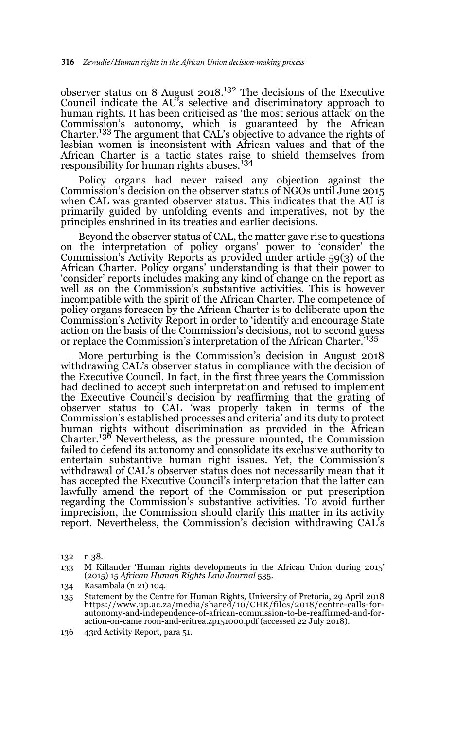observer status on 8 August 2018.[132] The decisions of the Executive Council indicate the AU's selective and discriminatory approach to human rights. It has been criticised as 'the most serious attack' on the Commission's autonomy, which is guaranteed by the African Charter.[133] The argument that CAL's objective to advance the rights of lesbian women is inconsistent with African values and that of the African Charter is a tactic states raise to shield themselves from responsibility for human rights abuses.[134]

Policy organs had never raised any objection against the Commission's decision on the observer status of NGOs until June 2015 when CAL was granted observer status. This indicates that the AU is primarily guided by unfolding events and imperatives, not by the principles enshrined in its treaties and earlier decisions.

Beyond the observer status of CAL, the matter gave rise to questions on the interpretation of policy organs' power to 'consider' the Commission's Activity Reports as provided under article 59(3) of the African Charter. Policy organs' understanding is that their power to 'consider' reports includes making any kind of change on the report as well as on the Commission's substantive activities. This is however incompatible with the spirit of the African Charter. The competence of policy organs foreseen by the African Charter is to deliberate upon the Commission's Activity Report in order to 'identify and encourage State action on the basis of the Commission's decisions, not to second guess or replace the Commission's interpretation of the African Charter.'[135]

More perturbing is the Commission's decision in August 2018 withdrawing CAL's observer status in compliance with the decision of the Executive Council. In fact, in the first three years the Commission had declined to accept such interpretation and refused to implement the Executive Council's decision by reaffirming that the grating of observer status to CAL 'was properly taken in terms of the Commission's established processes and criteria' and its duty to protect human rights without discrimination as provided in the African Charter.[136] Nevertheless, as the pressure mounted, the Commission failed to defend its autonomy and consolidate its exclusive authority to entertain substantive human right issues. Yet, the Commission's withdrawal of CAL's observer status does not necessarily mean that it has accepted the Executive Council's interpretation that the latter can lawfully amend the report of the Commission or put prescription regarding the Commission's substantive activities. To avoid further imprecision, the Commission should clarify this matter in its activity report. Nevertheless, the Commission's decision withdrawing CAL's

132 n 38.

133 M Killander 'Human rights developments in the African Union during 2015' (2015) 15 *African Human Rights Law Journal* 535.

134 Kasambala (n 21) 104.

135 Statement by the Centre for Human Rights, University of Pretoria, 29 April 2018 https://www.up.ac.za/media/shared/10/CHR/files/2018/centre-calls-for-autonomy-and-independence-of-african-commission-to-be-reaffirmed-and-for-action-on-came roon-and-eritrea.zp151000.pdf (accessed 22 July 2018).

136 43rd Activity Report, para 51.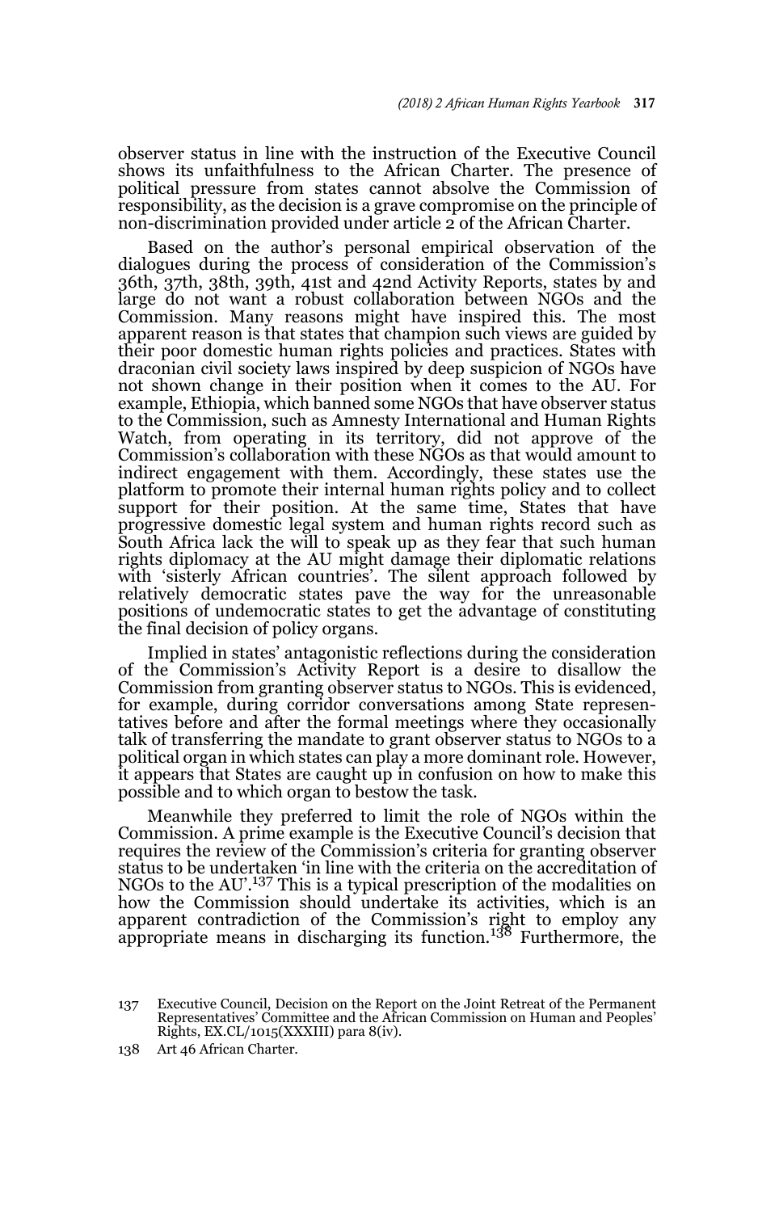observer status in line with the instruction of the Executive Council shows its unfaithfulness to the African Charter. The presence of political pressure from states cannot absolve the Commission of responsibility, as the decision is a grave compromise on the principle of non-discrimination provided under article 2 of the African Charter.

Based on the author's personal empirical observation of the dialogues during the process of consideration of the Commission's 36th, 37th, 38th, 39th, 41st and 42nd Activity Reports, states by and large do not want a robust collaboration between NGOs and the Commission. Many reasons might have inspired this. The most apparent reason is that states that champion such views are guided by their poor domestic human rights policies and practices. States with draconian civil society laws inspired by deep suspicion of NGOs have not shown change in their position when it comes to the AU. For example, Ethiopia, which banned some NGOs that have observer status to the Commission, such as Amnesty International and Human Rights Watch, from operating in its territory, did not approve of the Commission's collaboration with these NGOs as that would amount to indirect engagement with them. Accordingly, these states use the platform to promote their internal human rights policy and to collect support for their position. At the same time, States that have progressive domestic legal system and human rights record such as South Africa lack the will to speak up as they fear that such human rights diplomacy at the AU might damage their diplomatic relations with 'sisterly African countries'. The silent approach followed by relatively democratic states pave the way for the unreasonable positions of undemocratic states to get the advantage of constituting the final decision of policy organs.

Implied in states' antagonistic reflections during the consideration of the Commission's Activity Report is a desire to disallow the Commission from granting observer status to NGOs. This is evidenced, for example, during corridor conversations among State representatives before and after the formal meetings where they occasionally talk of transferring the mandate to grant observer status to NGOs to a political organ in which states can play a more dominant role. However, it appears that States are caught up in confusion on how to make this possible and to which organ to bestow the task.

Meanwhile they preferred to limit the role of NGOs within the Commission. A prime example is the Executive Council's decision that requires the review of the Commission's criteria for granting observer status to be undertaken 'in line with the criteria on the accreditation of NGOs to the AU'.[137] This is a typical prescription of the modalities on how the Commission should undertake its activities, which is an apparent contradiction of the Commission's right to employ any appropriate means in discharging its function.[138] Furthermore, the

137 Executive Council, Decision on the Report on the Joint Retreat of the Permanent Representatives' Committee and the African Commission on Human and Peoples' Rights, EX.CL/1015(XXXIII) para 8(iv).

138 Art 46 African Charter.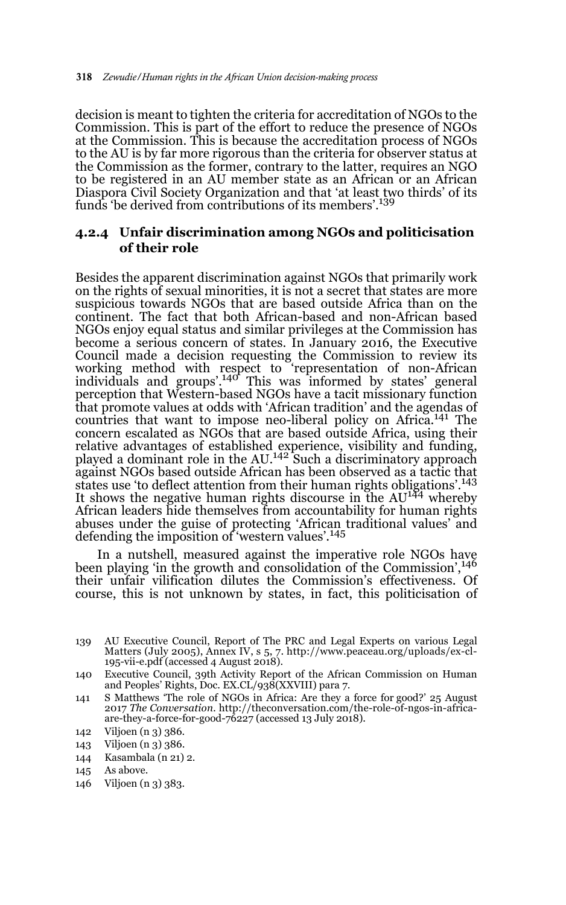decision is meant to tighten the criteria for accreditation of NGOs to the Commission. This is part of the effort to reduce the presence of NGOs at the Commission. This is because the accreditation process of NGOs to the AU is by far more rigorous than the criteria for observer status at the Commission as the former, contrary to the latter, requires an NGO to be registered in an AU member state as an African or an African Diaspora Civil Society Organization and that 'at least two thirds' of its funds 'be derived from contributions of its members'.[139]

### 4.2.4 Unfair discrimination among NGOs and politicisation of their role

Besides the apparent discrimination against NGOs that primarily work on the rights of sexual minorities, it is not a secret that states are more suspicious towards NGOs that are based outside Africa than on the continent. The fact that both African-based and non-African based NGOs enjoy equal status and similar privileges at the Commission has become a serious concern of states. In January 2016, the Executive Council made a decision requesting the Commission to review its working method with respect to 'representation of non-African individuals and groups'.[140] This was informed by states' general perception that Western-based NGOs have a tacit missionary function that promote values at odds with 'African tradition' and the agendas of countries that want to impose neo-liberal policy on Africa.[141] The concern escalated as NGOs that are based outside Africa, using their relative advantages of established experience, visibility and funding, played a dominant role in the AU.[142] Such a discriminatory approach against NGOs based outside African has been observed as a tactic that states use 'to deflect attention from their human rights obligations'.[143] It shows the negative human rights discourse in the AU[144] whereby African leaders hide themselves from accountability for human rights abuses under the guise of protecting 'African traditional values' and defending the imposition of 'western values'.[145]

In a nutshell, measured against the imperative role NGOs have been playing 'in the growth and consolidation of the Commission',[146] their unfair vilification dilutes the Commission's effectiveness. Of course, this is not unknown by states, in fact, this politicisation of

139 AU Executive Council, Report of The PRC and Legal Experts on various Legal Matters (July 2005), Annex IV, s 5, 7. http://www.peaceau.org/uploads/ex-cl-195-vii-e.pdf (accessed 4 August 2018).

140 Executive Council, 39th Activity Report of the African Commission on Human and Peoples' Rights, Doc. EX.CL/938(XXVIII) para 7.

141 S Matthews 'The role of NGOs in Africa: Are they a force for good?' 25 August 2017 *The Conversation*. http://theconversation.com/the-role-of-ngos-in-africa-are-they-a-force-for-good-76227 (accessed 13 July 2018).

142 Viljoen (n 3) 386.

143 Viljoen (n 3) 386.

144 Kasambala (n 21) 2.

145 As above.

146 Viljoen (n 3) 383.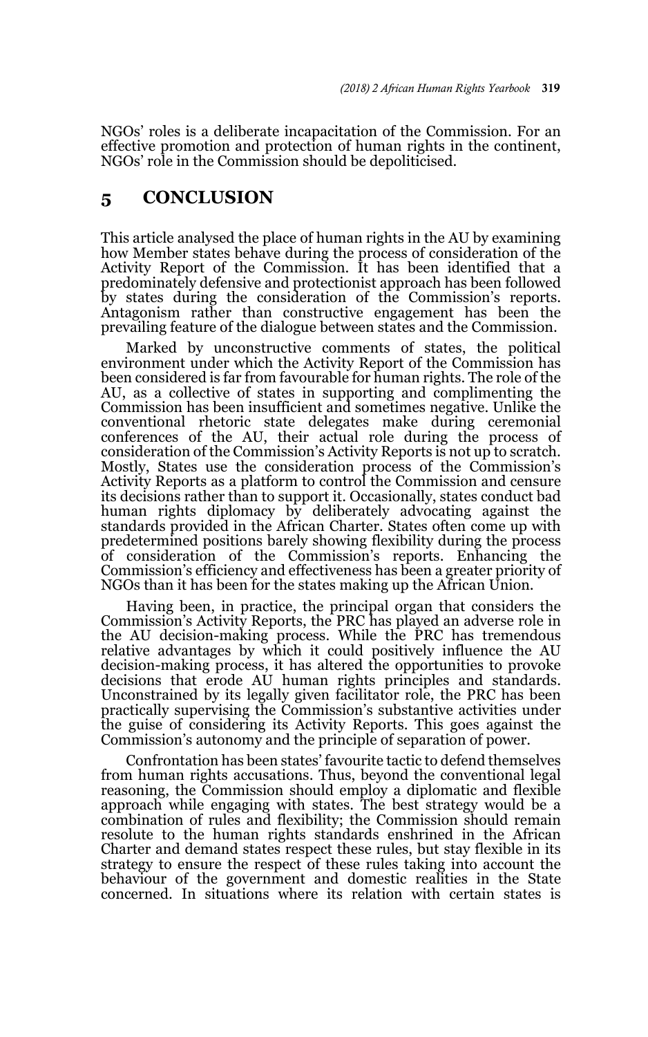NGOs' roles is a deliberate incapacitation of the Commission. For an effective promotion and protection of human rights in the continent, NGOs' role in the Commission should be depoliticised.

## 5 CONCLUSION

This article analysed the place of human rights in the AU by examining how Member states behave during the process of consideration of the Activity Report of the Commission. It has been identified that a predominately defensive and protectionist approach has been followed by states during the consideration of the Commission's reports. Antagonism rather than constructive engagement has been the prevailing feature of the dialogue between states and the Commission.

Marked by unconstructive comments of states, the political environment under which the Activity Report of the Commission has been considered is far from favourable for human rights. The role of the AU, as a collective of states in supporting and complimenting the Commission has been insufficient and sometimes negative. Unlike the conventional rhetoric state delegates make during ceremonial conferences of the AU, their actual role during the process of consideration of the Commission's Activity Reports is not up to scratch. Mostly, States use the consideration process of the Commission's Activity Reports as a platform to control the Commission and censure its decisions rather than to support it. Occasionally, states conduct bad human rights diplomacy by deliberately advocating against the standards provided in the African Charter. States often come up with predetermined positions barely showing flexibility during the process of consideration of the Commission's reports. Enhancing the Commission's efficiency and effectiveness has been a greater priority of NGOs than it has been for the states making up the African Union.

Having been, in practice, the principal organ that considers the Commission's Activity Reports, the PRC has played an adverse role in the AU decision-making process. While the PRC has tremendous relative advantages by which it could positively influence the AU decision-making process, it has altered the opportunities to provoke decisions that erode AU human rights principles and standards. Unconstrained by its legally given facilitator role, the PRC has been practically supervising the Commission's substantive activities under the guise of considering its Activity Reports. This goes against the Commission's autonomy and the principle of separation of power.

Confrontation has been states' favourite tactic to defend themselves from human rights accusations. Thus, beyond the conventional legal reasoning, the Commission should employ a diplomatic and flexible approach while engaging with states. The best strategy would be a combination of rules and flexibility; the Commission should remain resolute to the human rights standards enshrined in the African Charter and demand states respect these rules, but stay flexible in its strategy to ensure the respect of these rules taking into account the behaviour of the government and domestic realities in the State concerned. In situations where its relation with certain states is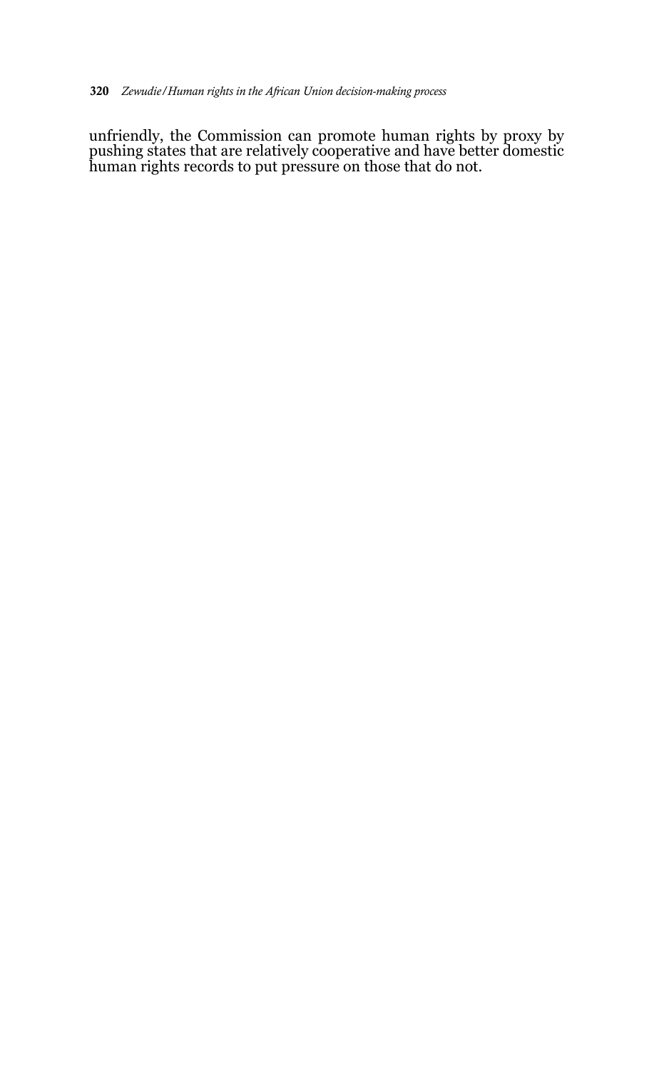unfriendly, the Commission can promote human rights by proxy by pushing states that are relatively cooperative and have better domestic human rights records to put pressure on those that do not.